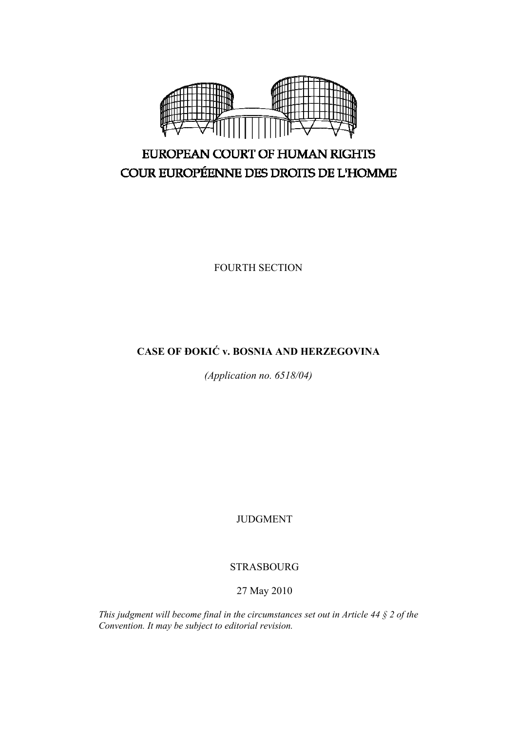EUROPEAN COURT OF HUMAN RIGHTS

COUR EUROPÉENNE DES DROITS DE L'HOMME

FOURTH SECTION

**CASE OF ĐOKIĆ v. BOSNIA AND HERZEGOVINA**

*(Application no. 6518/04)*

JUDGMENT

STRASBOURG

27 May 2010

*This judgment will become final in the circumstances set out in Article 44 § 2 of the Convention. It may be subject to editorial revision.*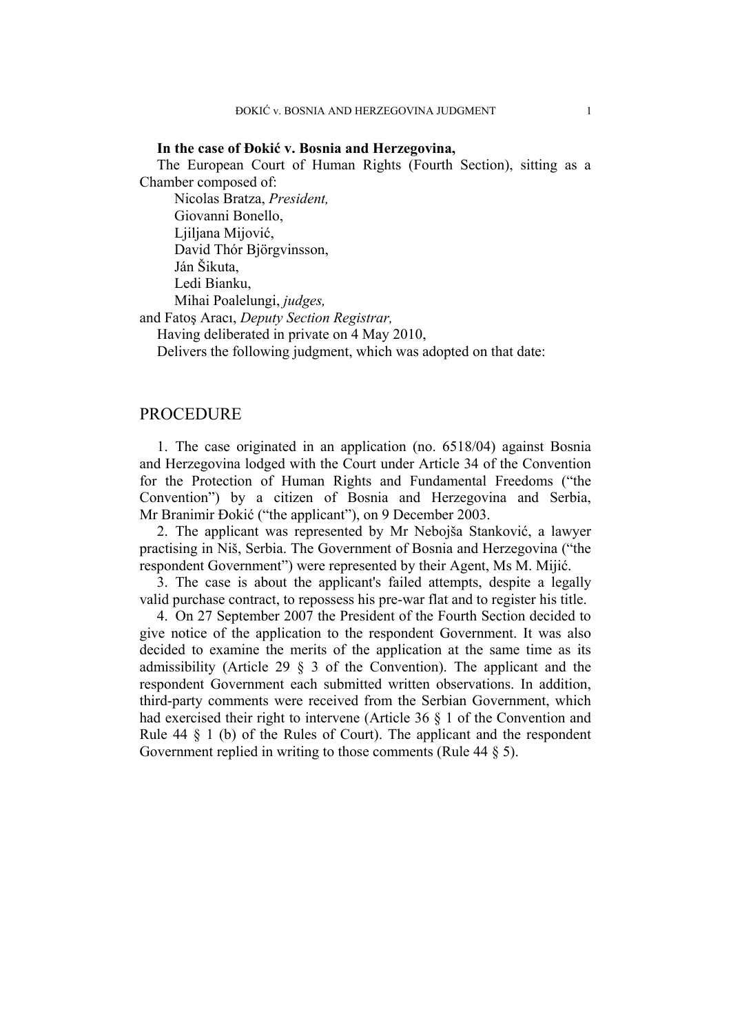**In the case of Đokić v. Bosnia and Herzegovina,**

The European Court of Human Rights (Fourth Section), sitting as a Chamber composed of:

Nicolas Bratza, *President,*
Giovanni Bonello,
Ljiljana Mijović,
David Thór Björgvinsson,
Ján Šikuta,
Ledi Bianku,
Mihai Poalelungi, *judges,*

and Fatoş Aracı, *Deputy Section Registrar,*

Having deliberated in private on 4 May 2010,

Delivers the following judgment, which was adopted on that date:

## PROCEDURE

1. The case originated in an application (no. 6518/04) against Bosnia and Herzegovina lodged with the Court under Article 34 of the Convention for the Protection of Human Rights and Fundamental Freedoms ("the Convention") by a citizen of Bosnia and Herzegovina and Serbia, Mr Branimir Đokić ("the applicant"), on 9 December 2003.

2. The applicant was represented by Mr Nebojša Stanković, a lawyer practising in Niš, Serbia. The Government of Bosnia and Herzegovina ("the respondent Government") were represented by their Agent, Ms M. Mijić.

3. The case is about the applicant's failed attempts, despite a legally valid purchase contract, to repossess his pre-war flat and to register his title.

4. On 27 September 2007 the President of the Fourth Section decided to give notice of the application to the respondent Government. It was also decided to examine the merits of the application at the same time as its admissibility (Article 29 § 3 of the Convention). The applicant and the respondent Government each submitted written observations. In addition, third-party comments were received from the Serbian Government, which had exercised their right to intervene (Article 36 § 1 of the Convention and Rule 44 § 1 (b) of the Rules of Court). The applicant and the respondent Government replied in writing to those comments (Rule 44 § 5).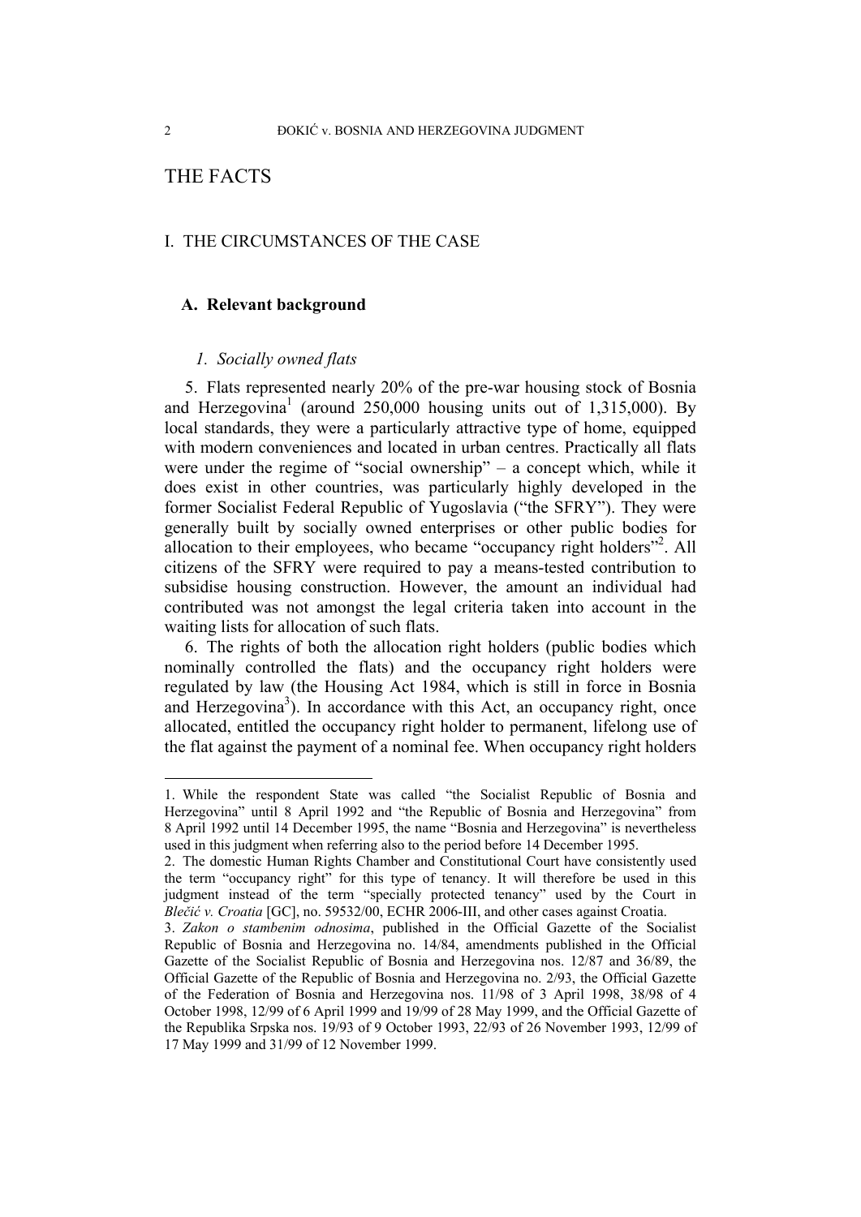# THE FACTS

## I. THE CIRCUMSTANCES OF THE CASE

### A. Relevant background

#### *1. Socially owned flats*

5. Flats represented nearly 20% of the pre-war housing stock of Bosnia and Herzegovina[1] (around 250,000 housing units out of 1,315,000). By local standards, they were a particularly attractive type of home, equipped with modern conveniences and located in urban centres. Practically all flats were under the regime of "social ownership" – a concept which, while it does exist in other countries, was particularly highly developed in the former Socialist Federal Republic of Yugoslavia ("the SFRY"). They were generally built by socially owned enterprises or other public bodies for allocation to their employees, who became "occupancy right holders"[2]. All citizens of the SFRY were required to pay a means-tested contribution to subsidise housing construction. However, the amount an individual had contributed was not amongst the legal criteria taken into account in the waiting lists for allocation of such flats.

6. The rights of both the allocation right holders (public bodies which nominally controlled the flats) and the occupancy right holders were regulated by law (the Housing Act 1984, which is still in force in Bosnia and Herzegovina[3]). In accordance with this Act, an occupancy right, once allocated, entitled the occupancy right holder to permanent, lifelong use of the flat against the payment of a nominal fee. When occupancy right holders

---

1. While the respondent State was called "the Socialist Republic of Bosnia and Herzegovina" until 8 April 1992 and "the Republic of Bosnia and Herzegovina" from 8 April 1992 until 14 December 1995, the name "Bosnia and Herzegovina" is nevertheless used in this judgment when referring also to the period before 14 December 1995.

2. The domestic Human Rights Chamber and Constitutional Court have consistently used the term "occupancy right" for this type of tenancy. It will therefore be used in this judgment instead of the term "specially protected tenancy" used by the Court in *Blečić v. Croatia* [GC], no. 59532/00, ECHR 2006-III, and other cases against Croatia.

3. *Zakon o stambenim odnosima*, published in the Official Gazette of the Socialist Republic of Bosnia and Herzegovina no. 14/84, amendments published in the Official Gazette of the Socialist Republic of Bosnia and Herzegovina nos. 12/87 and 36/89, the Official Gazette of the Republic of Bosnia and Herzegovina no. 2/93, the Official Gazette of the Federation of Bosnia and Herzegovina nos. 11/98 of 3 April 1998, 38/98 of 4 October 1998, 12/99 of 6 April 1999 and 19/99 of 28 May 1999, and the Official Gazette of the Republika Srpska nos. 19/93 of 9 October 1993, 22/93 of 26 November 1993, 12/99 of 17 May 1999 and 31/99 of 12 November 1999.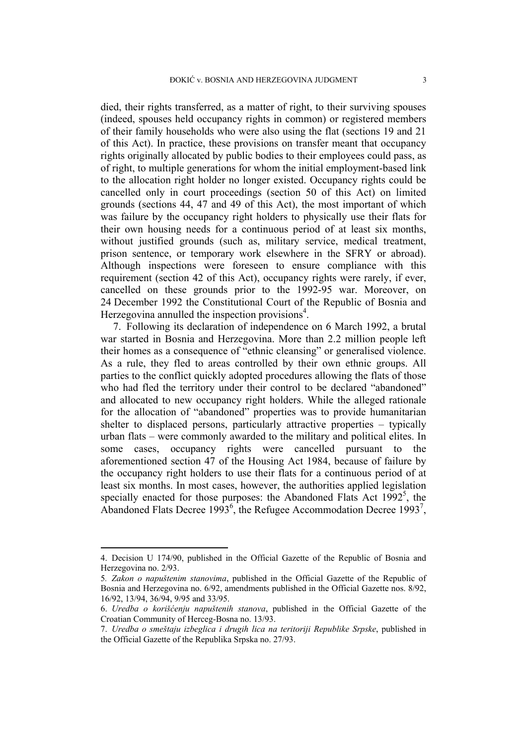died, their rights transferred, as a matter of right, to their surviving spouses (indeed, spouses held occupancy rights in common) or registered members of their family households who were also using the flat (sections 19 and 21 of this Act). In practice, these provisions on transfer meant that occupancy rights originally allocated by public bodies to their employees could pass, as of right, to multiple generations for whom the initial employment-based link to the allocation right holder no longer existed. Occupancy rights could be cancelled only in court proceedings (section 50 of this Act) on limited grounds (sections 44, 47 and 49 of this Act), the most important of which was failure by the occupancy right holders to physically use their flats for their own housing needs for a continuous period of at least six months, without justified grounds (such as, military service, medical treatment, prison sentence, or temporary work elsewhere in the SFRY or abroad). Although inspections were foreseen to ensure compliance with this requirement (section 42 of this Act), occupancy rights were rarely, if ever, cancelled on these grounds prior to the 1992-95 war. Moreover, on 24 December 1992 the Constitutional Court of the Republic of Bosnia and Herzegovina annulled the inspection provisions[4].

7. Following its declaration of independence on 6 March 1992, a brutal war started in Bosnia and Herzegovina. More than 2.2 million people left their homes as a consequence of "ethnic cleansing" or generalised violence. As a rule, they fled to areas controlled by their own ethnic groups. All parties to the conflict quickly adopted procedures allowing the flats of those who had fled the territory under their control to be declared "abandoned" and allocated to new occupancy right holders. While the alleged rationale for the allocation of "abandoned" properties was to provide humanitarian shelter to displaced persons, particularly attractive properties – typically urban flats – were commonly awarded to the military and political elites. In some cases, occupancy rights were cancelled pursuant to the aforementioned section 47 of the Housing Act 1984, because of failure by the occupancy right holders to use their flats for a continuous period of at least six months. In most cases, however, the authorities applied legislation specially enacted for those purposes: the Abandoned Flats Act 1992[5], the Abandoned Flats Decree 1993[6], the Refugee Accommodation Decree 1993[7],

---

4. Decision U 174/90, published in the Official Gazette of the Republic of Bosnia and Herzegovina no. 2/93.

5. *Zakon o napuštenim stanovima*, published in the Official Gazette of the Republic of Bosnia and Herzegovina no. 6/92, amendments published in the Official Gazette nos. 8/92, 16/92, 13/94, 36/94, 9/95 and 33/95.

6. *Uredba o korišćenju napuštenih stanova*, published in the Official Gazette of the Croatian Community of Herceg-Bosna no. 13/93.

7. *Uredba o smeštaju izbeglica i drugih lica na teritoriji Republike Srpske*, published in the Official Gazette of the Republika Srpska no. 27/93.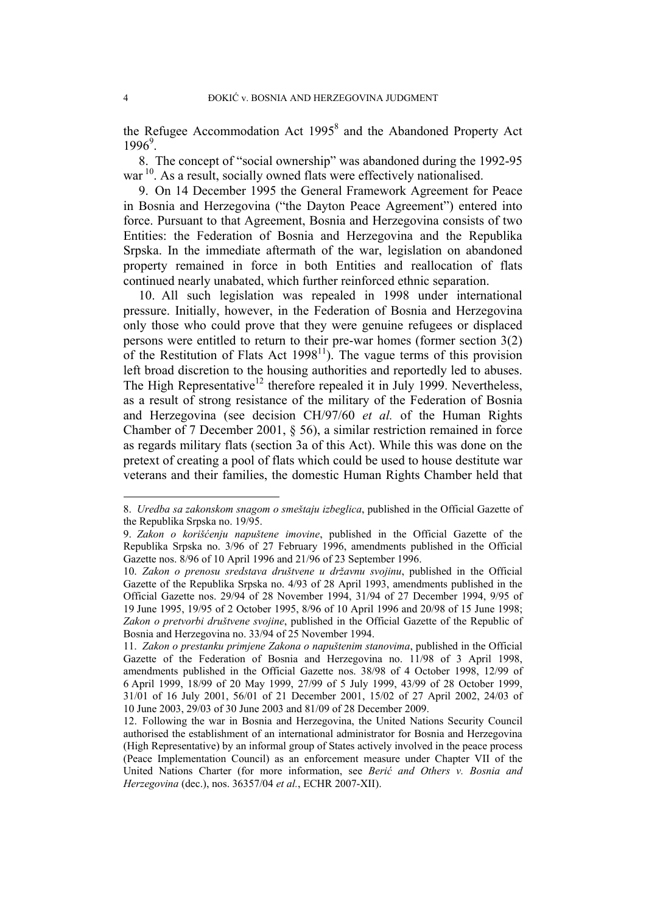the Refugee Accommodation Act 1995[8] and the Abandoned Property Act 1996[9].

8. The concept of "social ownership" was abandoned during the 1992-95 war [10]. As a result, socially owned flats were effectively nationalised.

9. On 14 December 1995 the General Framework Agreement for Peace in Bosnia and Herzegovina ("the Dayton Peace Agreement") entered into force. Pursuant to that Agreement, Bosnia and Herzegovina consists of two Entities: the Federation of Bosnia and Herzegovina and the Republika Srpska. In the immediate aftermath of the war, legislation on abandoned property remained in force in both Entities and reallocation of flats continued nearly unabated, which further reinforced ethnic separation.

10. All such legislation was repealed in 1998 under international pressure. Initially, however, in the Federation of Bosnia and Herzegovina only those who could prove that they were genuine refugees or displaced persons were entitled to return to their pre-war homes (former section 3(2) of the Restitution of Flats Act 1998[11]). The vague terms of this provision left broad discretion to the housing authorities and reportedly led to abuses. The High Representative[12] therefore repealed it in July 1999. Nevertheless, as a result of strong resistance of the military of the Federation of Bosnia and Herzegovina (see decision CH/97/60 *et al.* of the Human Rights Chamber of 7 December 2001, § 56), a similar restriction remained in force as regards military flats (section 3a of this Act). While this was done on the pretext of creating a pool of flats which could be used to house destitute war veterans and their families, the domestic Human Rights Chamber held that

---

8. *Uredba sa zakonskom snagom o smeštaju izbeglica*, published in the Official Gazette of the Republika Srpska no. 19/95.

9. *Zakon o korišćenju napuštene imovine*, published in the Official Gazette of the Republika Srpska no. 3/96 of 27 February 1996, amendments published in the Official Gazette nos. 8/96 of 10 April 1996 and 21/96 of 23 September 1996.

10. *Zakon o prenosu sredstava društvene u državnu svojinu*, published in the Official Gazette of the Republika Srpska no. 4/93 of 28 April 1993, amendments published in the Official Gazette nos. 29/94 of 28 November 1994, 31/94 of 27 December 1994, 9/95 of 19 June 1995, 19/95 of 2 October 1995, 8/96 of 10 April 1996 and 20/98 of 15 June 1998; *Zakon o pretvorbi društvene svojine*, published in the Official Gazette of the Republic of Bosnia and Herzegovina no. 33/94 of 25 November 1994.

11. *Zakon o prestanku primjene Zakona o napuštenim stanovima*, published in the Official Gazette of the Federation of Bosnia and Herzegovina no. 11/98 of 3 April 1998, amendments published in the Official Gazette nos. 38/98 of 4 October 1998, 12/99 of 6 April 1999, 18/99 of 20 May 1999, 27/99 of 5 July 1999, 43/99 of 28 October 1999, 31/01 of 16 July 2001, 56/01 of 21 December 2001, 15/02 of 27 April 2002, 24/03 of 10 June 2003, 29/03 of 30 June 2003 and 81/09 of 28 December 2009.

12. Following the war in Bosnia and Herzegovina, the United Nations Security Council authorised the establishment of an international administrator for Bosnia and Herzegovina (High Representative) by an informal group of States actively involved in the peace process (Peace Implementation Council) as an enforcement measure under Chapter VII of the United Nations Charter (for more information, see *Berić and Others v. Bosnia and Herzegovina* (dec.), nos. 36357/04 *et al.*, ECHR 2007-XII).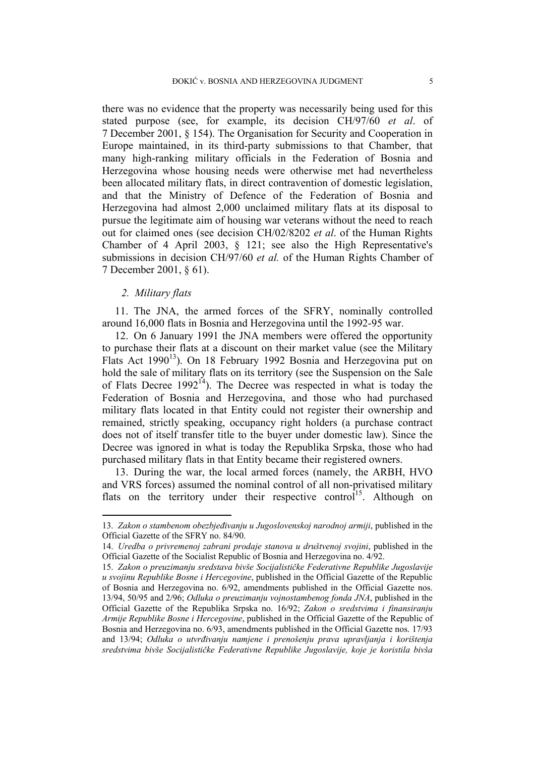there was no evidence that the property was necessarily being used for this stated purpose (see, for example, its decision CH/97/60 *et al*. of 7 December 2001, § 154). The Organisation for Security and Cooperation in Europe maintained, in its third-party submissions to that Chamber, that many high-ranking military officials in the Federation of Bosnia and Herzegovina whose housing needs were otherwise met had nevertheless been allocated military flats, in direct contravention of domestic legislation, and that the Ministry of Defence of the Federation of Bosnia and Herzegovina had almost 2,000 unclaimed military flats at its disposal to pursue the legitimate aim of housing war veterans without the need to reach out for claimed ones (see decision CH/02/8202 *et al*. of the Human Rights Chamber of 4 April 2003, § 121; see also the High Representative's submissions in decision CH/97/60 *et al.* of the Human Rights Chamber of 7 December 2001, § 61).

### *2. Military flats*

11. The JNA, the armed forces of the SFRY, nominally controlled around 16,000 flats in Bosnia and Herzegovina until the 1992-95 war.

12. On 6 January 1991 the JNA members were offered the opportunity to purchase their flats at a discount on their market value (see the Military Flats Act 1990[13]). On 18 February 1992 Bosnia and Herzegovina put on hold the sale of military flats on its territory (see the Suspension on the Sale of Flats Decree 1992[14]). The Decree was respected in what is today the Federation of Bosnia and Herzegovina, and those who had purchased military flats located in that Entity could not register their ownership and remained, strictly speaking, occupancy right holders (a purchase contract does not of itself transfer title to the buyer under domestic law). Since the Decree was ignored in what is today the Republika Srpska, those who had purchased military flats in that Entity became their registered owners.

13. During the war, the local armed forces (namely, the ARBH, HVO and VRS forces) assumed the nominal control of all non-privatised military flats on the territory under their respective control[15]. Although on

---

13. *Zakon o stambenom obezbjeđivanju u Jugoslovenskoj narodnoj armiji*, published in the Official Gazette of the SFRY no. 84/90.

14. *Uredba o privremenoj zabrani prodaje stanova u društvenoj svojini*, published in the Official Gazette of the Socialist Republic of Bosnia and Herzegovina no. 4/92.

15. *Zakon o preuzimanju sredstava bivše Socijalističke Federativne Republike Jugoslavije u svojinu Republike Bosne i Hercegovine*, published in the Official Gazette of the Republic of Bosnia and Herzegovina no. 6/92, amendments published in the Official Gazette nos. 13/94, 50/95 and 2/96; *Odluka o preuzimanju vojnostambenog fonda JNA*, published in the Official Gazette of the Republika Srpska no. 16/92; *Zakon o sredstvima i finansiranju Armije Republike Bosne i Hercegovine*, published in the Official Gazette of the Republic of Bosnia and Herzegovina no. 6/93, amendments published in the Official Gazette nos. 17/93 and 13/94; *Odluka o utvrđivanju namjene i prenošenju prava upravljanja i korištenja sredstvima bivše Socijalističke Federativne Republike Jugoslavije, koje je koristila bivša*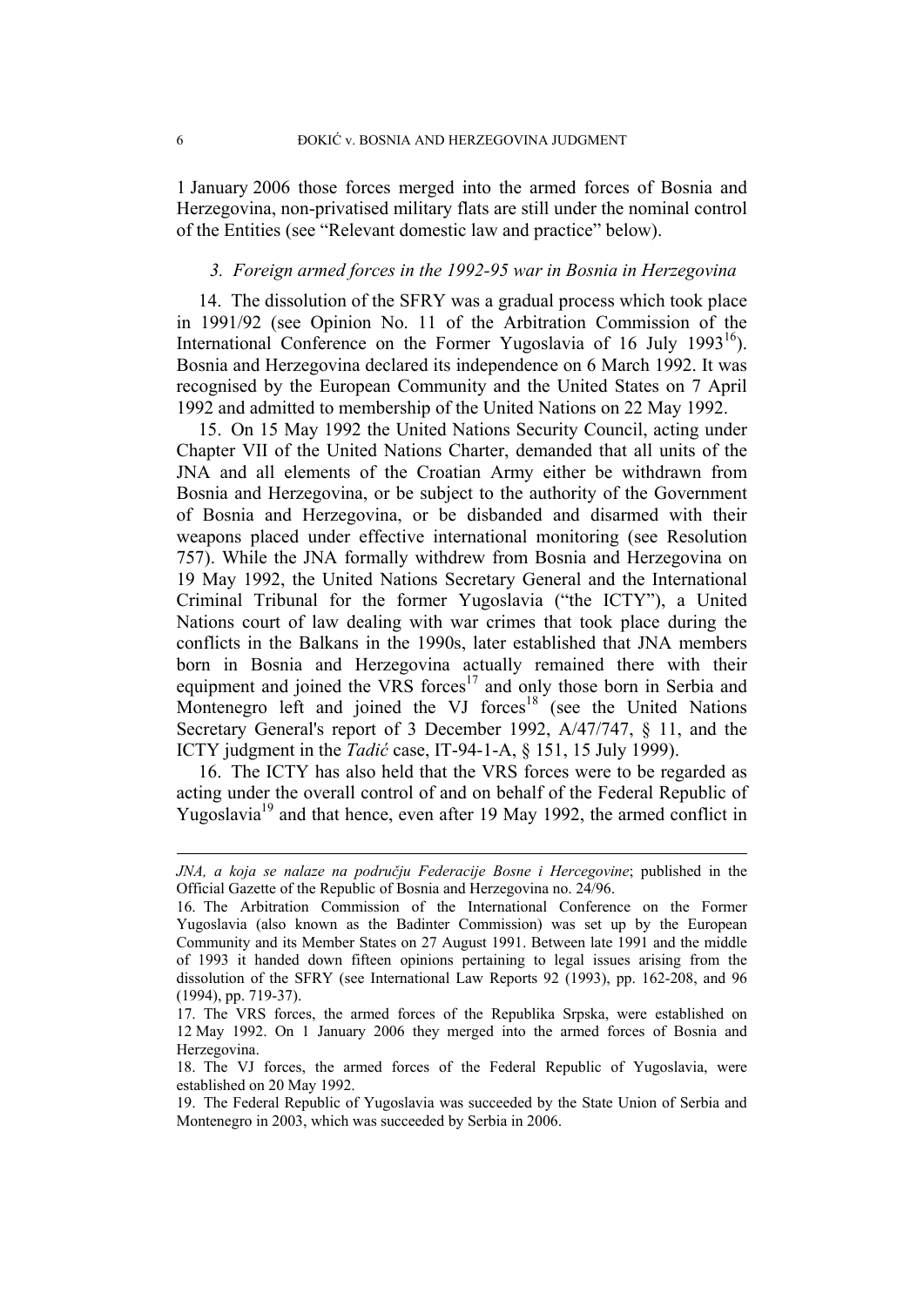1 January 2006 those forces merged into the armed forces of Bosnia and Herzegovina, non-privatised military flats are still under the nominal control of the Entities (see "Relevant domestic law and practice" below).

### *3. Foreign armed forces in the 1992-95 war in Bosnia in Herzegovina*

14. The dissolution of the SFRY was a gradual process which took place in 1991/92 (see Opinion No. 11 of the Arbitration Commission of the International Conference on the Former Yugoslavia of 16 July 1993[16]). Bosnia and Herzegovina declared its independence on 6 March 1992. It was recognised by the European Community and the United States on 7 April 1992 and admitted to membership of the United Nations on 22 May 1992.

15. On 15 May 1992 the United Nations Security Council, acting under Chapter VII of the United Nations Charter, demanded that all units of the JNA and all elements of the Croatian Army either be withdrawn from Bosnia and Herzegovina, or be subject to the authority of the Government of Bosnia and Herzegovina, or be disbanded and disarmed with their weapons placed under effective international monitoring (see Resolution 757). While the JNA formally withdrew from Bosnia and Herzegovina on 19 May 1992, the United Nations Secretary General and the International Criminal Tribunal for the former Yugoslavia ("the ICTY"), a United Nations court of law dealing with war crimes that took place during the conflicts in the Balkans in the 1990s, later established that JNA members born in Bosnia and Herzegovina actually remained there with their equipment and joined the VRS forces[17] and only those born in Serbia and Montenegro left and joined the VJ forces[18] (see the United Nations Secretary General's report of 3 December 1992, A/47/747, § 11, and the ICTY judgment in the *Tadić* case, IT-94-1-A, § 151, 15 July 1999).

16. The ICTY has also held that the VRS forces were to be regarded as acting under the overall control of and on behalf of the Federal Republic of Yugoslavia[19] and that hence, even after 19 May 1992, the armed conflict in

---

*JNA, a koja se nalaze na području Federacije Bosne i Hercegovine*; published in the Official Gazette of the Republic of Bosnia and Herzegovina no. 24/96.

16. The Arbitration Commission of the International Conference on the Former Yugoslavia (also known as the Badinter Commission) was set up by the European Community and its Member States on 27 August 1991. Between late 1991 and the middle of 1993 it handed down fifteen opinions pertaining to legal issues arising from the dissolution of the SFRY (see International Law Reports 92 (1993), pp. 162-208, and 96 (1994), pp. 719-37).

17. The VRS forces, the armed forces of the Republika Srpska, were established on 12 May 1992. On 1 January 2006 they merged into the armed forces of Bosnia and Herzegovina.

18. The VJ forces, the armed forces of the Federal Republic of Yugoslavia, were established on 20 May 1992.

19. The Federal Republic of Yugoslavia was succeeded by the State Union of Serbia and Montenegro in 2003, which was succeeded by Serbia in 2006.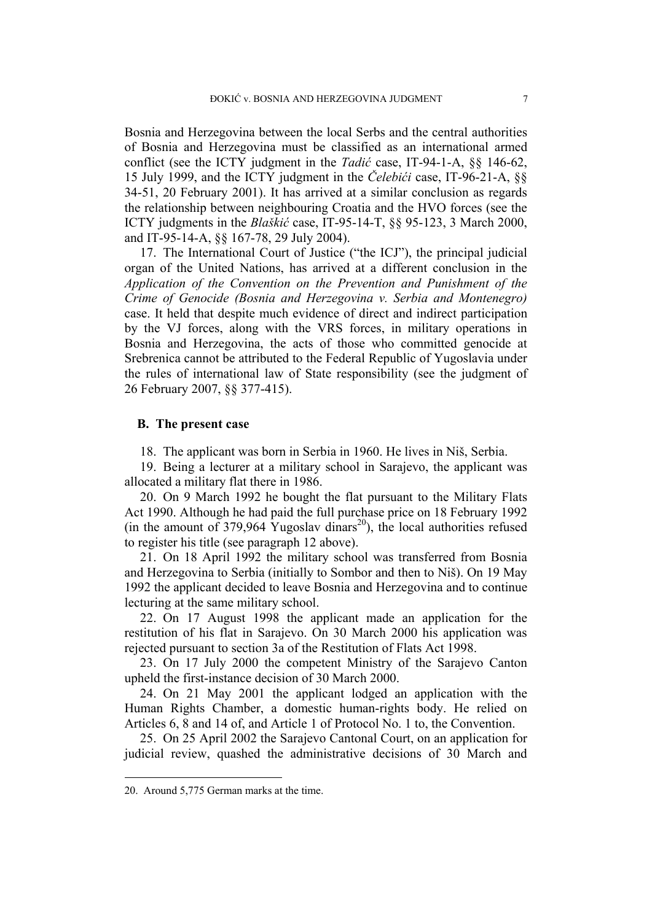Bosnia and Herzegovina between the local Serbs and the central authorities of Bosnia and Herzegovina must be classified as an international armed conflict (see the ICTY judgment in the *Tadić* case, IT-94-1-A, §§ 146-62, 15 July 1999, and the ICTY judgment in the *Čelebići* case, IT-96-21-A, §§ 34-51, 20 February 2001). It has arrived at a similar conclusion as regards the relationship between neighbouring Croatia and the HVO forces (see the ICTY judgments in the *Blaškić* case, IT-95-14-T, §§ 95-123, 3 March 2000, and IT-95-14-A, §§ 167-78, 29 July 2004).

17. The International Court of Justice ("the ICJ"), the principal judicial organ of the United Nations, has arrived at a different conclusion in the *Application of the Convention on the Prevention and Punishment of the Crime of Genocide (Bosnia and Herzegovina v. Serbia and Montenegro)* case. It held that despite much evidence of direct and indirect participation by the VJ forces, along with the VRS forces, in military operations in Bosnia and Herzegovina, the acts of those who committed genocide at Srebrenica cannot be attributed to the Federal Republic of Yugoslavia under the rules of international law of State responsibility (see the judgment of 26 February 2007, §§ 377-415).

### B. The present case

18. The applicant was born in Serbia in 1960. He lives in Niš, Serbia.

19. Being a lecturer at a military school in Sarajevo, the applicant was allocated a military flat there in 1986.

20. On 9 March 1992 he bought the flat pursuant to the Military Flats Act 1990. Although he had paid the full purchase price on 18 February 1992 (in the amount of 379,964 Yugoslav dinars[20]), the local authorities refused to register his title (see paragraph 12 above).

21. On 18 April 1992 the military school was transferred from Bosnia and Herzegovina to Serbia (initially to Sombor and then to Niš). On 19 May 1992 the applicant decided to leave Bosnia and Herzegovina and to continue lecturing at the same military school.

22. On 17 August 1998 the applicant made an application for the restitution of his flat in Sarajevo. On 30 March 2000 his application was rejected pursuant to section 3a of the Restitution of Flats Act 1998.

23. On 17 July 2000 the competent Ministry of the Sarajevo Canton upheld the first-instance decision of 30 March 2000.

24. On 21 May 2001 the applicant lodged an application with the Human Rights Chamber, a domestic human-rights body. He relied on Articles 6, 8 and 14 of, and Article 1 of Protocol No. 1 to, the Convention.

25. On 25 April 2002 the Sarajevo Cantonal Court, on an application for judicial review, quashed the administrative decisions of 30 March and

---

20. Around 5,775 German marks at the time.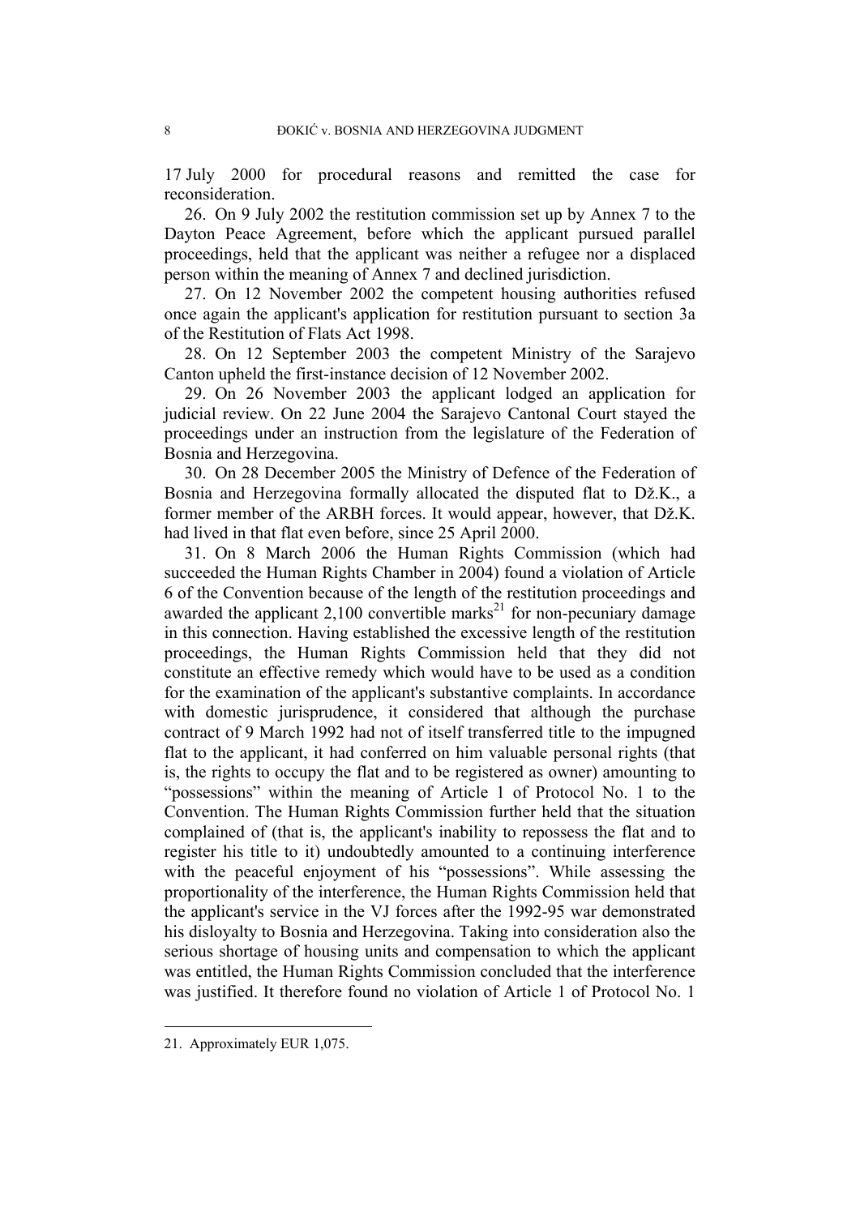17 July 2000 for procedural reasons and remitted the case for reconsideration.

26. On 9 July 2002 the restitution commission set up by Annex 7 to the Dayton Peace Agreement, before which the applicant pursued parallel proceedings, held that the applicant was neither a refugee nor a displaced person within the meaning of Annex 7 and declined jurisdiction.

27. On 12 November 2002 the competent housing authorities refused once again the applicant's application for restitution pursuant to section 3a of the Restitution of Flats Act 1998.

28. On 12 September 2003 the competent Ministry of the Sarajevo Canton upheld the first-instance decision of 12 November 2002.

29. On 26 November 2003 the applicant lodged an application for judicial review. On 22 June 2004 the Sarajevo Cantonal Court stayed the proceedings under an instruction from the legislature of the Federation of Bosnia and Herzegovina.

30. On 28 December 2005 the Ministry of Defence of the Federation of Bosnia and Herzegovina formally allocated the disputed flat to Dž.K., a former member of the ARBH forces. It would appear, however, that Dž.K. had lived in that flat even before, since 25 April 2000.

31. On 8 March 2006 the Human Rights Commission (which had succeeded the Human Rights Chamber in 2004) found a violation of Article 6 of the Convention because of the length of the restitution proceedings and awarded the applicant 2,100 convertible marks[21] for non-pecuniary damage in this connection. Having established the excessive length of the restitution proceedings, the Human Rights Commission held that they did not constitute an effective remedy which would have to be used as a condition for the examination of the applicant's substantive complaints. In accordance with domestic jurisprudence, it considered that although the purchase contract of 9 March 1992 had not of itself transferred title to the impugned flat to the applicant, it had conferred on him valuable personal rights (that is, the rights to occupy the flat and to be registered as owner) amounting to "possessions" within the meaning of Article 1 of Protocol No. 1 to the Convention. The Human Rights Commission further held that the situation complained of (that is, the applicant's inability to repossess the flat and to register his title to it) undoubtedly amounted to a continuing interference with the peaceful enjoyment of his "possessions". While assessing the proportionality of the interference, the Human Rights Commission held that the applicant's service in the VJ forces after the 1992-95 war demonstrated his disloyalty to Bosnia and Herzegovina. Taking into consideration also the serious shortage of housing units and compensation to which the applicant was entitled, the Human Rights Commission concluded that the interference was justified. It therefore found no violation of Article 1 of Protocol No. 1

---

21. Approximately EUR 1,075.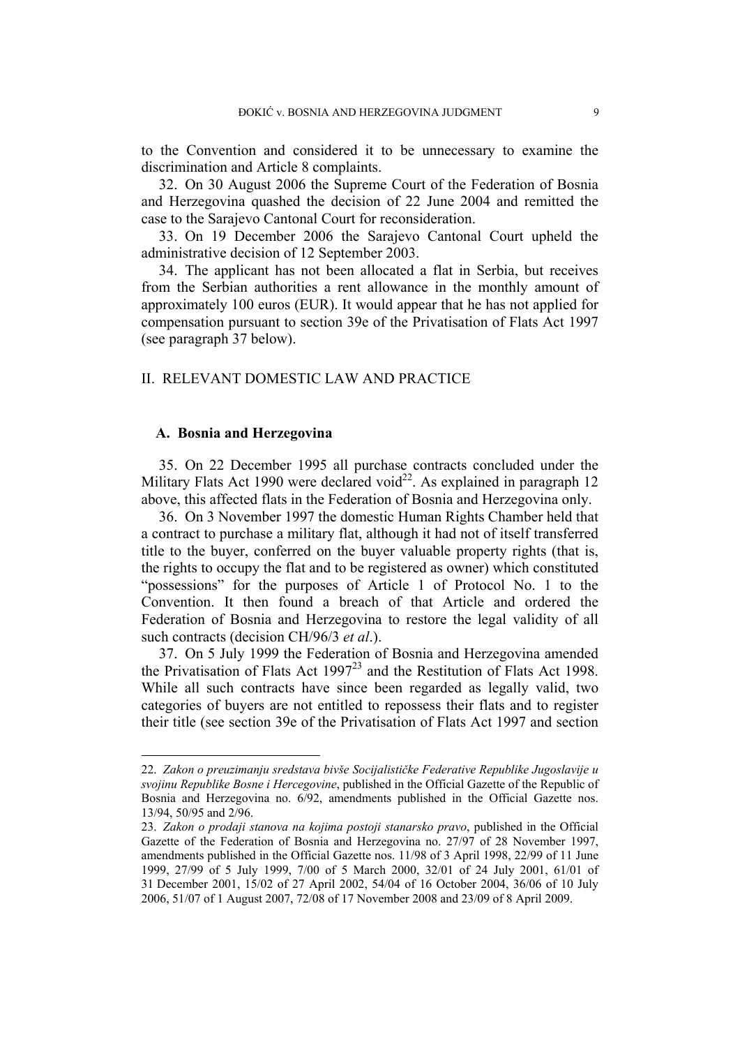to the Convention and considered it to be unnecessary to examine the discrimination and Article 8 complaints.

32. On 30 August 2006 the Supreme Court of the Federation of Bosnia and Herzegovina quashed the decision of 22 June 2004 and remitted the case to the Sarajevo Cantonal Court for reconsideration.

33. On 19 December 2006 the Sarajevo Cantonal Court upheld the administrative decision of 12 September 2003.

34. The applicant has not been allocated a flat in Serbia, but receives from the Serbian authorities a rent allowance in the monthly amount of approximately 100 euros (EUR). It would appear that he has not applied for compensation pursuant to section 39e of the Privatisation of Flats Act 1997 (see paragraph 37 below).

## II. RELEVANT DOMESTIC LAW AND PRACTICE

### A. Bosnia and Herzegovina

35. On 22 December 1995 all purchase contracts concluded under the Military Flats Act 1990 were declared void[22]. As explained in paragraph 12 above, this affected flats in the Federation of Bosnia and Herzegovina only.

36. On 3 November 1997 the domestic Human Rights Chamber held that a contract to purchase a military flat, although it had not of itself transferred title to the buyer, conferred on the buyer valuable property rights (that is, the rights to occupy the flat and to be registered as owner) which constituted "possessions" for the purposes of Article 1 of Protocol No. 1 to the Convention. It then found a breach of that Article and ordered the Federation of Bosnia and Herzegovina to restore the legal validity of all such contracts (decision CH/96/3 *et al*.).

37. On 5 July 1999 the Federation of Bosnia and Herzegovina amended the Privatisation of Flats Act 1997[23] and the Restitution of Flats Act 1998. While all such contracts have since been regarded as legally valid, two categories of buyers are not entitled to repossess their flats and to register their title (see section 39e of the Privatisation of Flats Act 1997 and section

---

22. *Zakon o preuzimanju sredstava bivše Socijalističke Federativne Republike Jugoslavije u svojinu Republike Bosne i Hercegovine*, published in the Official Gazette of the Republic of Bosnia and Herzegovina no. 6/92, amendments published in the Official Gazette nos. 13/94, 50/95 and 2/96.

23. *Zakon o prodaji stanova na kojima postoji stanarsko pravo*, published in the Official Gazette of the Federation of Bosnia and Herzegovina no. 27/97 of 28 November 1997, amendments published in the Official Gazette nos. 11/98 of 3 April 1998, 22/99 of 11 June 1999, 27/99 of 5 July 1999, 7/00 of 5 March 2000, 32/01 of 24 July 2001, 61/01 of 31 December 2001, 15/02 of 27 April 2002, 54/04 of 16 October 2004, 36/06 of 10 July 2006, 51/07 of 1 August 2007, 72/08 of 17 November 2008 and 23/09 of 8 April 2009.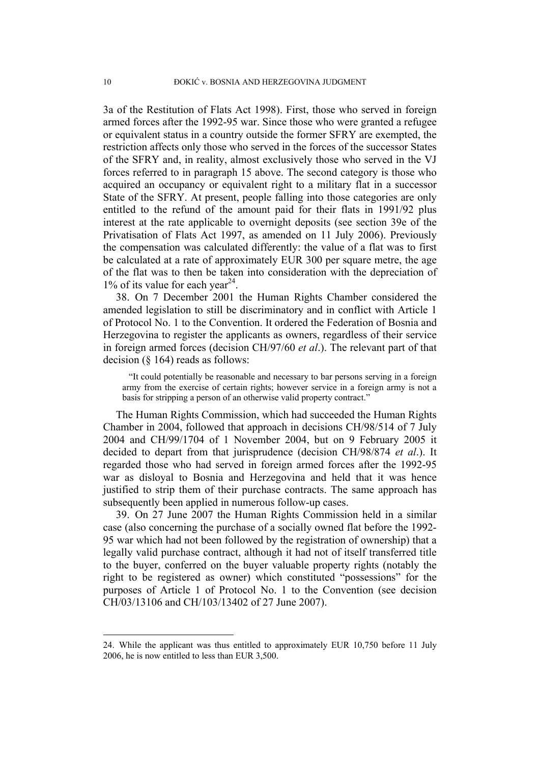3a of the Restitution of Flats Act 1998). First, those who served in foreign armed forces after the 1992-95 war. Since those who were granted a refugee or equivalent status in a country outside the former SFRY are exempted, the restriction affects only those who served in the forces of the successor States of the SFRY and, in reality, almost exclusively those who served in the VJ forces referred to in paragraph 15 above. The second category is those who acquired an occupancy or equivalent right to a military flat in a successor State of the SFRY. At present, people falling into those categories are only entitled to the refund of the amount paid for their flats in 1991/92 plus interest at the rate applicable to overnight deposits (see section 39e of the Privatisation of Flats Act 1997, as amended on 11 July 2006). Previously the compensation was calculated differently: the value of a flat was to first be calculated at a rate of approximately EUR 300 per square metre, the age of the flat was to then be taken into consideration with the depreciation of 1% of its value for each year[24].

38. On 7 December 2001 the Human Rights Chamber considered the amended legislation to still be discriminatory and in conflict with Article 1 of Protocol No. 1 to the Convention. It ordered the Federation of Bosnia and Herzegovina to register the applicants as owners, regardless of their service in foreign armed forces (decision CH/97/60 *et al*.). The relevant part of that decision (§ 164) reads as follows:

> "It could potentially be reasonable and necessary to bar persons serving in a foreign army from the exercise of certain rights; however service in a foreign army is not a basis for stripping a person of an otherwise valid property contract."

The Human Rights Commission, which had succeeded the Human Rights Chamber in 2004, followed that approach in decisions CH/98/514 of 7 July 2004 and CH/99/1704 of 1 November 2004, but on 9 February 2005 it decided to depart from that jurisprudence (decision CH/98/874 *et al*.). It regarded those who had served in foreign armed forces after the 1992-95 war as disloyal to Bosnia and Herzegovina and held that it was hence justified to strip them of their purchase contracts. The same approach has subsequently been applied in numerous follow-up cases.

39. On 27 June 2007 the Human Rights Commission held in a similar case (also concerning the purchase of a socially owned flat before the 1992-95 war which had not been followed by the registration of ownership) that a legally valid purchase contract, although it had not of itself transferred title to the buyer, conferred on the buyer valuable property rights (notably the right to be registered as owner) which constituted "possessions" for the purposes of Article 1 of Protocol No. 1 to the Convention (see decision CH/03/13106 and CH/103/13402 of 27 June 2007).

---

24. While the applicant was thus entitled to approximately EUR 10,750 before 11 July 2006, he is now entitled to less than EUR 3,500.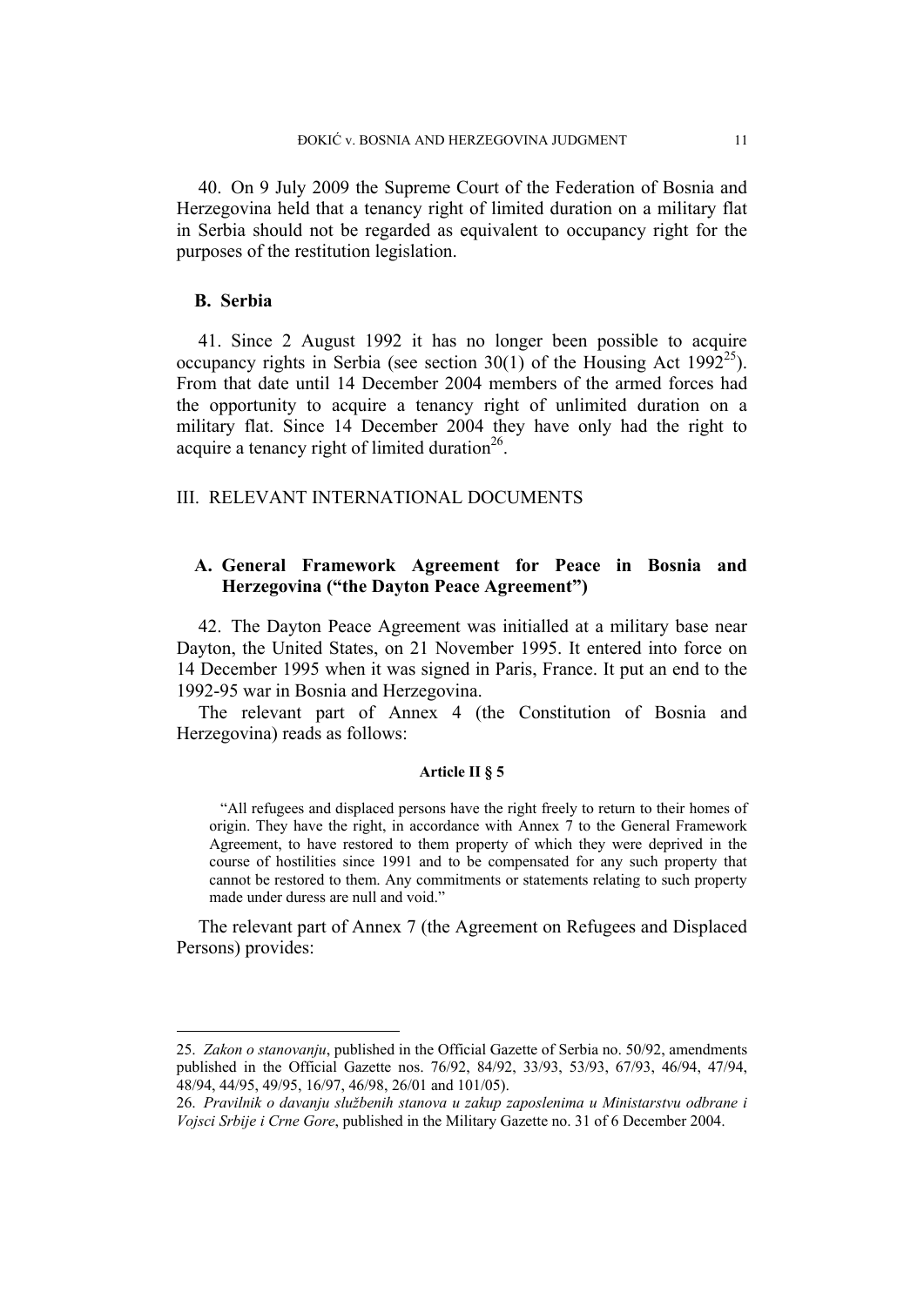40. On 9 July 2009 the Supreme Court of the Federation of Bosnia and Herzegovina held that a tenancy right of limited duration on a military flat in Serbia should not be regarded as equivalent to occupancy right for the purposes of the restitution legislation.

### B. Serbia

41. Since 2 August 1992 it has no longer been possible to acquire occupancy rights in Serbia (see section 30(1) of the Housing Act 1992[25]). From that date until 14 December 2004 members of the armed forces had the opportunity to acquire a tenancy right of unlimited duration on a military flat. Since 14 December 2004 they have only had the right to acquire a tenancy right of limited duration[26].

## III. RELEVANT INTERNATIONAL DOCUMENTS

### A. General Framework Agreement for Peace in Bosnia and Herzegovina ("the Dayton Peace Agreement")

42. The Dayton Peace Agreement was initialled at a military base near Dayton, the United States, on 21 November 1995. It entered into force on 14 December 1995 when it was signed in Paris, France. It put an end to the 1992-95 war in Bosnia and Herzegovina.

The relevant part of Annex 4 (the Constitution of Bosnia and Herzegovina) reads as follows:

**Article II § 5**

> "All refugees and displaced persons have the right freely to return to their homes of origin. They have the right, in accordance with Annex 7 to the General Framework Agreement, to have restored to them property of which they were deprived in the course of hostilities since 1991 and to be compensated for any such property that cannot be restored to them. Any commitments or statements relating to such property made under duress are null and void."

The relevant part of Annex 7 (the Agreement on Refugees and Displaced Persons) provides:

---

25. *Zakon o stanovanju*, published in the Official Gazette of Serbia no. 50/92, amendments published in the Official Gazette nos. 76/92, 84/92, 33/93, 53/93, 67/93, 46/94, 47/94, 48/94, 44/95, 49/95, 16/97, 46/98, 26/01 and 101/05).

26. *Pravilnik o davanju službenih stanova u zakup zaposlenima u Ministarstvu odbrane i Vojsci Srbije i Crne Gore*, published in the Military Gazette no. 31 of 6 December 2004.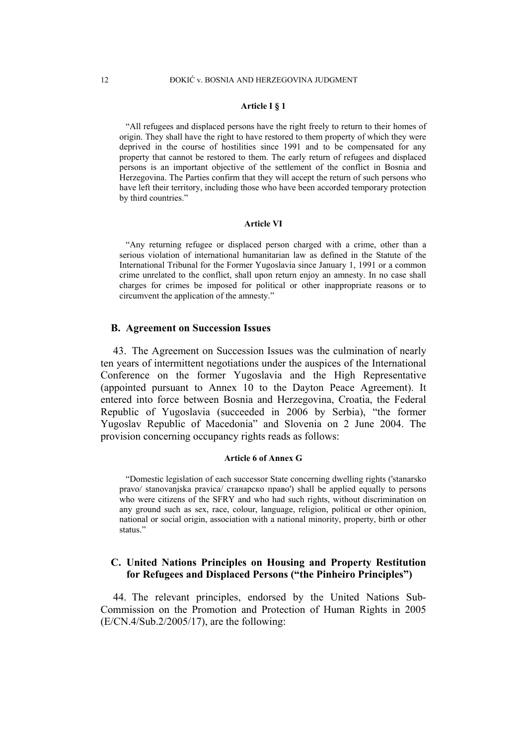**Article I § 1**

"All refugees and displaced persons have the right freely to return to their homes of origin. They shall have the right to have restored to them property of which they were deprived in the course of hostilities since 1991 and to be compensated for any property that cannot be restored to them. The early return of refugees and displaced persons is an important objective of the settlement of the conflict in Bosnia and Herzegovina. The Parties confirm that they will accept the return of such persons who have left their territory, including those who have been accorded temporary protection by third countries."

**Article VI**

"Any returning refugee or displaced person charged with a crime, other than a serious violation of international humanitarian law as defined in the Statute of the International Tribunal for the Former Yugoslavia since January 1, 1991 or a common crime unrelated to the conflict, shall upon return enjoy an amnesty. In no case shall charges for crimes be imposed for political or other inappropriate reasons or to circumvent the application of the amnesty."

## B. Agreement on Succession Issues

43. The Agreement on Succession Issues was the culmination of nearly ten years of intermittent negotiations under the auspices of the International Conference on the former Yugoslavia and the High Representative (appointed pursuant to Annex 10 to the Dayton Peace Agreement). It entered into force between Bosnia and Herzegovina, Croatia, the Federal Republic of Yugoslavia (succeeded in 2006 by Serbia), "the former Yugoslav Republic of Macedonia" and Slovenia on 2 June 2004. The provision concerning occupancy rights reads as follows:

**Article 6 of Annex G**

"Domestic legislation of each successor State concerning dwelling rights ('stanarsko pravo/ stanovanjska pravica/ станарско право') shall be applied equally to persons who were citizens of the SFRY and who had such rights, without discrimination on any ground such as sex, race, colour, language, religion, political or other opinion, national or social origin, association with a national minority, property, birth or other status."

## C. United Nations Principles on Housing and Property Restitution for Refugees and Displaced Persons ("the Pinheiro Principles")

44. The relevant principles, endorsed by the United Nations Sub-Commission on the Promotion and Protection of Human Rights in 2005 (E/CN.4/Sub.2/2005/17), are the following: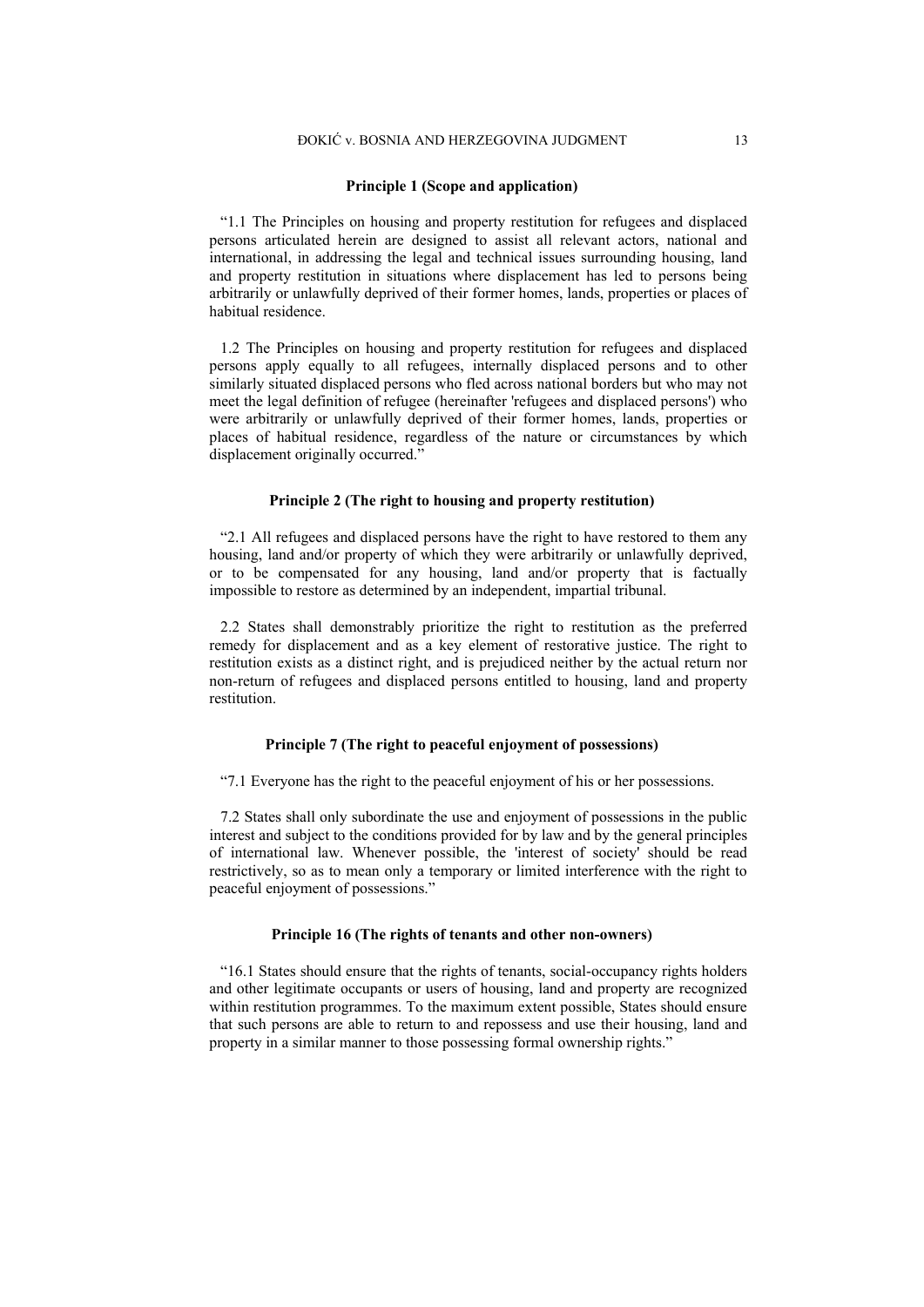**Principle 1 (Scope and application)**

"1.1 The Principles on housing and property restitution for refugees and displaced persons articulated herein are designed to assist all relevant actors, national and international, in addressing the legal and technical issues surrounding housing, land and property restitution in situations where displacement has led to persons being arbitrarily or unlawfully deprived of their former homes, lands, properties or places of habitual residence.

1.2 The Principles on housing and property restitution for refugees and displaced persons apply equally to all refugees, internally displaced persons and to other similarly situated displaced persons who fled across national borders but who may not meet the legal definition of refugee (hereinafter 'refugees and displaced persons') who were arbitrarily or unlawfully deprived of their former homes, lands, properties or places of habitual residence, regardless of the nature or circumstances by which displacement originally occurred."

**Principle 2 (The right to housing and property restitution)**

"2.1 All refugees and displaced persons have the right to have restored to them any housing, land and/or property of which they were arbitrarily or unlawfully deprived, or to be compensated for any housing, land and/or property that is factually impossible to restore as determined by an independent, impartial tribunal.

2.2 States shall demonstrably prioritize the right to restitution as the preferred remedy for displacement and as a key element of restorative justice. The right to restitution exists as a distinct right, and is prejudiced neither by the actual return nor non-return of refugees and displaced persons entitled to housing, land and property restitution.

**Principle 7 (The right to peaceful enjoyment of possessions)**

"7.1 Everyone has the right to the peaceful enjoyment of his or her possessions.

7.2 States shall only subordinate the use and enjoyment of possessions in the public interest and subject to the conditions provided for by law and by the general principles of international law. Whenever possible, the 'interest of society' should be read restrictively, so as to mean only a temporary or limited interference with the right to peaceful enjoyment of possessions."

**Principle 16 (The rights of tenants and other non-owners)**

"16.1 States should ensure that the rights of tenants, social-occupancy rights holders and other legitimate occupants or users of housing, land and property are recognized within restitution programmes. To the maximum extent possible, States should ensure that such persons are able to return to and repossess and use their housing, land and property in a similar manner to those possessing formal ownership rights."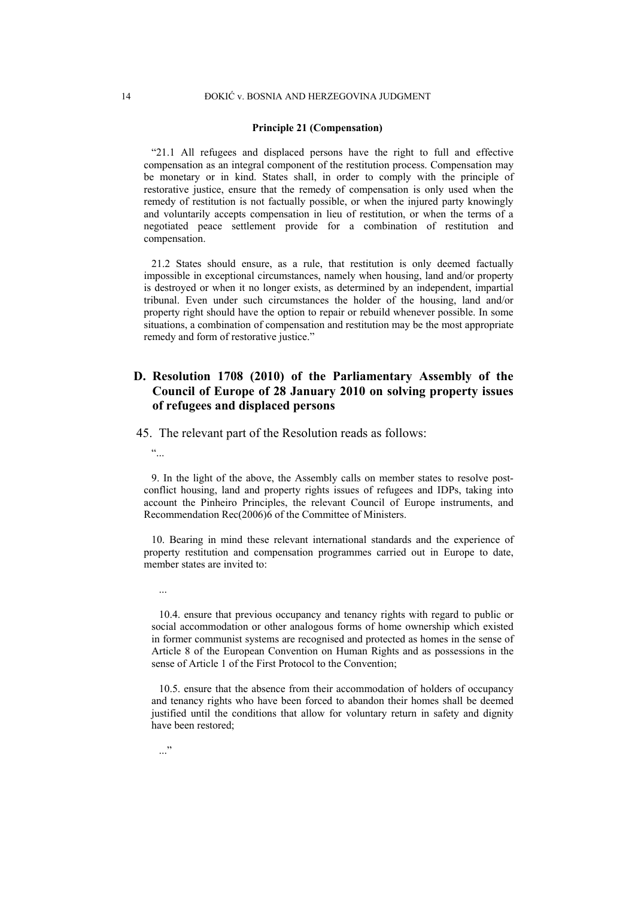**Principle 21 (Compensation)**

“21.1 All refugees and displaced persons have the right to full and effective compensation as an integral component of the restitution process. Compensation may be monetary or in kind. States shall, in order to comply with the principle of restorative justice, ensure that the remedy of compensation is only used when the remedy of restitution is not factually possible, or when the injured party knowingly and voluntarily accepts compensation in lieu of restitution, or when the terms of a negotiated peace settlement provide for a combination of restitution and compensation.

21.2 States should ensure, as a rule, that restitution is only deemed factually impossible in exceptional circumstances, namely when housing, land and/or property is destroyed or when it no longer exists, as determined by an independent, impartial tribunal. Even under such circumstances the holder of the housing, land and/or property right should have the option to repair or rebuild whenever possible. In some situations, a combination of compensation and restitution may be the most appropriate remedy and form of restorative justice.”

## D. Resolution 1708 (2010) of the Parliamentary Assembly of the Council of Europe of 28 January 2010 on solving property issues of refugees and displaced persons

45. The relevant part of the Resolution reads as follows:

“...

9. In the light of the above, the Assembly calls on member states to resolve post-conflict housing, land and property rights issues of refugees and IDPs, taking into account the Pinheiro Principles, the relevant Council of Europe instruments, and Recommendation Rec(2006)6 of the Committee of Ministers.

10. Bearing in mind these relevant international standards and the experience of property restitution and compensation programmes carried out in Europe to date, member states are invited to:

...

10.4. ensure that previous occupancy and tenancy rights with regard to public or social accommodation or other analogous forms of home ownership which existed in former communist systems are recognised and protected as homes in the sense of Article 8 of the European Convention on Human Rights and as possessions in the sense of Article 1 of the First Protocol to the Convention;

10.5. ensure that the absence from their accommodation of holders of occupancy and tenancy rights who have been forced to abandon their homes shall be deemed justified until the conditions that allow for voluntary return in safety and dignity have been restored;

...”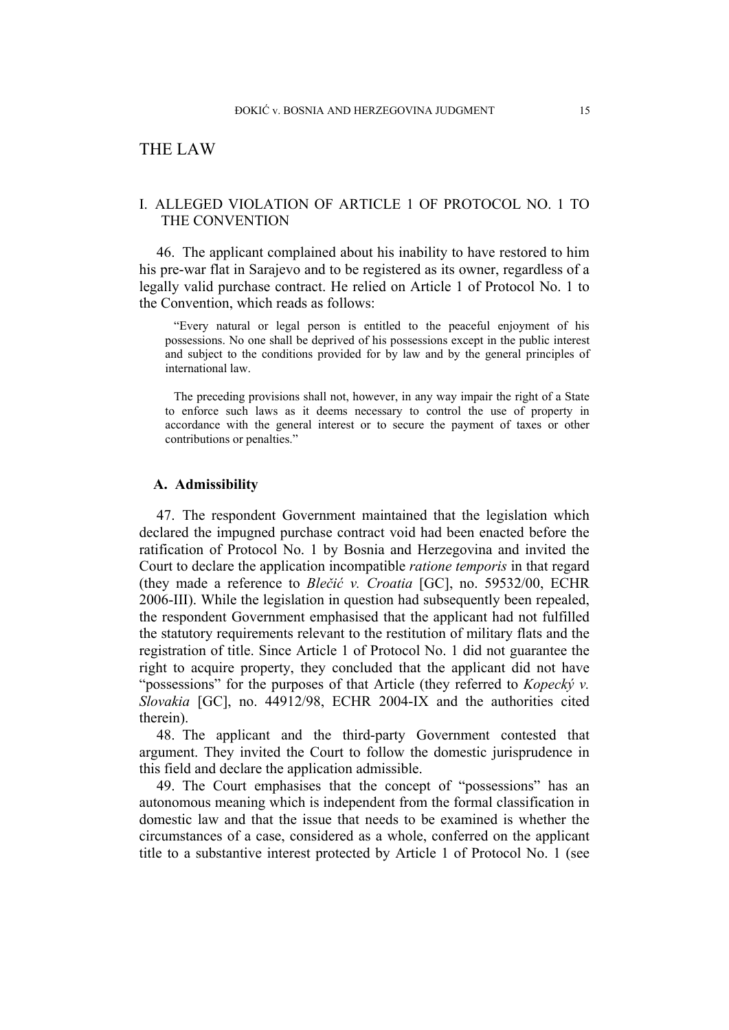# THE LAW

## I. ALLEGED VIOLATION OF ARTICLE 1 OF PROTOCOL NO. 1 TO THE CONVENTION

46. The applicant complained about his inability to have restored to him his pre-war flat in Sarajevo and to be registered as its owner, regardless of a legally valid purchase contract. He relied on Article 1 of Protocol No. 1 to the Convention, which reads as follows:

> "Every natural or legal person is entitled to the peaceful enjoyment of his possessions. No one shall be deprived of his possessions except in the public interest and subject to the conditions provided for by law and by the general principles of international law.
>
> The preceding provisions shall not, however, in any way impair the right of a State to enforce such laws as it deems necessary to control the use of property in accordance with the general interest or to secure the payment of taxes or other contributions or penalties."

### A. Admissibility

47. The respondent Government maintained that the legislation which declared the impugned purchase contract void had been enacted before the ratification of Protocol No. 1 by Bosnia and Herzegovina and invited the Court to declare the application incompatible *ratione temporis* in that regard (they made a reference to *Blečić v. Croatia* [GC], no. 59532/00, ECHR 2006-III). While the legislation in question had subsequently been repealed, the respondent Government emphasised that the applicant had not fulfilled the statutory requirements relevant to the restitution of military flats and the registration of title. Since Article 1 of Protocol No. 1 did not guarantee the right to acquire property, they concluded that the applicant did not have "possessions" for the purposes of that Article (they referred to *Kopecký v. Slovakia* [GC], no. 44912/98, ECHR 2004-IX and the authorities cited therein).

48. The applicant and the third-party Government contested that argument. They invited the Court to follow the domestic jurisprudence in this field and declare the application admissible.

49. The Court emphasises that the concept of "possessions" has an autonomous meaning which is independent from the formal classification in domestic law and that the issue that needs to be examined is whether the circumstances of a case, considered as a whole, conferred on the applicant title to a substantive interest protected by Article 1 of Protocol No. 1 (see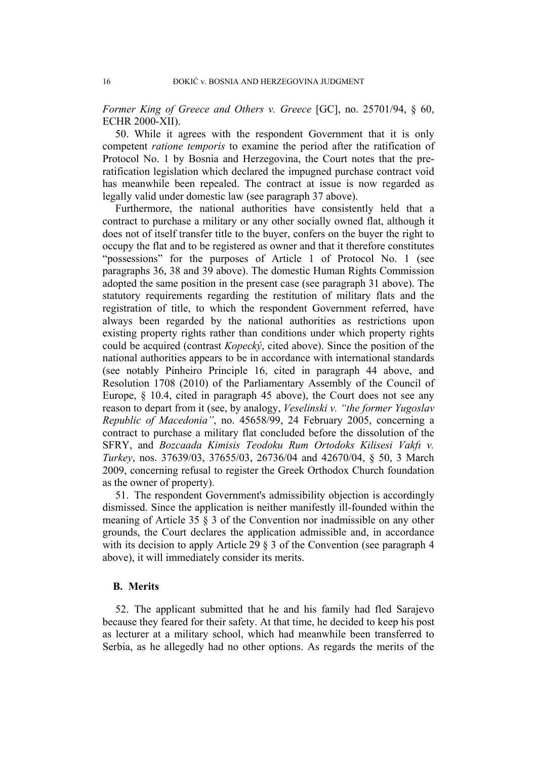*Former King of Greece and Others v. Greece* [GC], no. 25701/94, § 60, ECHR 2000-XII).

50. While it agrees with the respondent Government that it is only competent *ratione temporis* to examine the period after the ratification of Protocol No. 1 by Bosnia and Herzegovina, the Court notes that the pre-ratification legislation which declared the impugned purchase contract void has meanwhile been repealed. The contract at issue is now regarded as legally valid under domestic law (see paragraph 37 above).

Furthermore, the national authorities have consistently held that a contract to purchase a military or any other socially owned flat, although it does not of itself transfer title to the buyer, confers on the buyer the right to occupy the flat and to be registered as owner and that it therefore constitutes "possessions" for the purposes of Article 1 of Protocol No. 1 (see paragraphs 36, 38 and 39 above). The domestic Human Rights Commission adopted the same position in the present case (see paragraph 31 above). The statutory requirements regarding the restitution of military flats and the registration of title, to which the respondent Government referred, have always been regarded by the national authorities as restrictions upon existing property rights rather than conditions under which property rights could be acquired (contrast *Kopecký*, cited above). Since the position of the national authorities appears to be in accordance with international standards (see notably Pinheiro Principle 16, cited in paragraph 44 above, and Resolution 1708 (2010) of the Parliamentary Assembly of the Council of Europe, § 10.4, cited in paragraph 45 above), the Court does not see any reason to depart from it (see, by analogy, *Veselinski v. "the former Yugoslav Republic of Macedonia"*, no. 45658/99, 24 February 2005, concerning a contract to purchase a military flat concluded before the dissolution of the SFRY, and *Bozcaada Kimisis Teodoku Rum Ortodoks Kilisesi Vakfı v. Turkey*, nos. 37639/03, 37655/03, 26736/04 and 42670/04, § 50, 3 March 2009, concerning refusal to register the Greek Orthodox Church foundation as the owner of property).

51. The respondent Government's admissibility objection is accordingly dismissed. Since the application is neither manifestly ill-founded within the meaning of Article 35 § 3 of the Convention nor inadmissible on any other grounds, the Court declares the application admissible and, in accordance with its decision to apply Article 29 § 3 of the Convention (see paragraph 4 above), it will immediately consider its merits.

### B. Merits

52. The applicant submitted that he and his family had fled Sarajevo because they feared for their safety. At that time, he decided to keep his post as lecturer at a military school, which had meanwhile been transferred to Serbia, as he allegedly had no other options. As regards the merits of the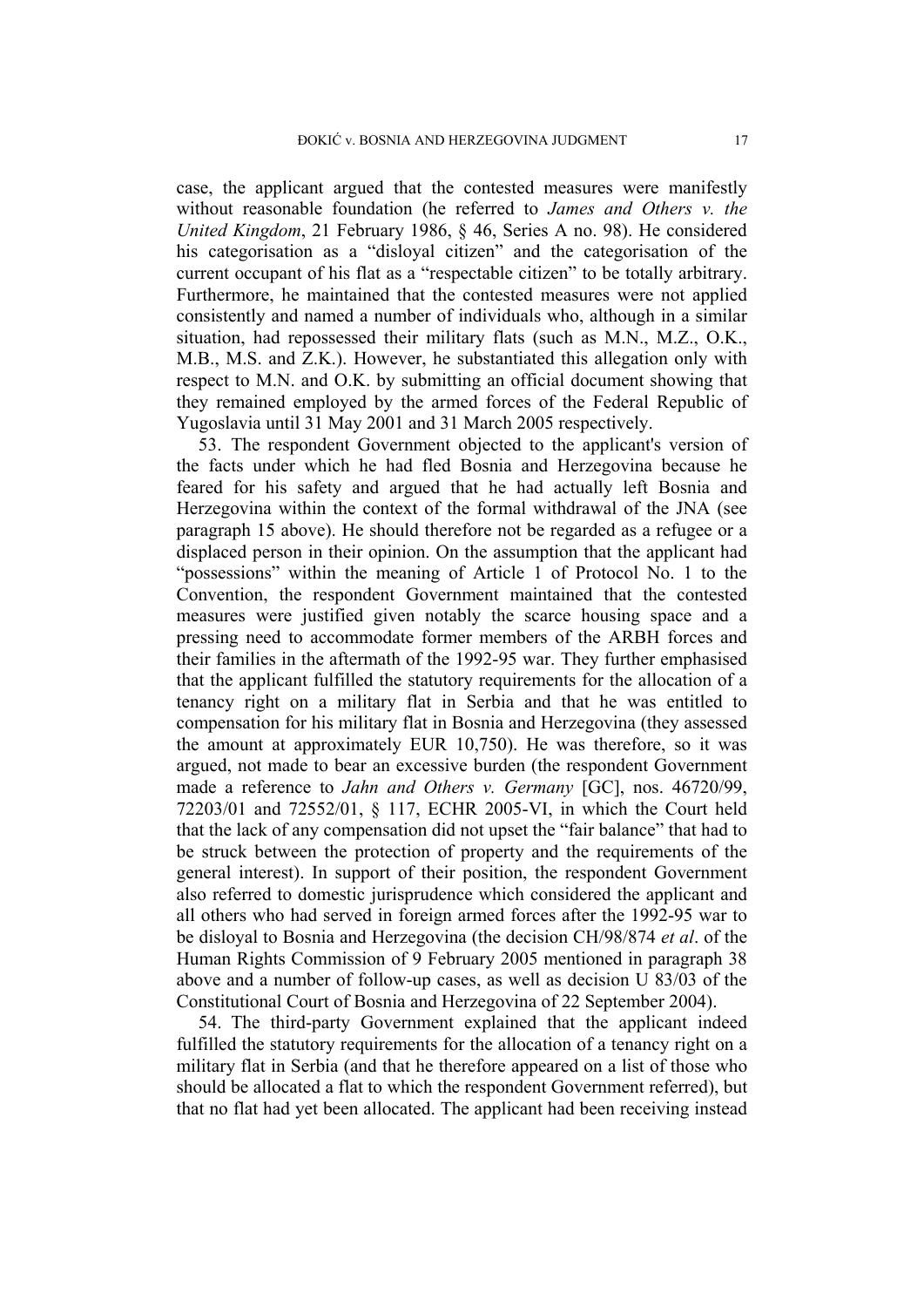case, the applicant argued that the contested measures were manifestly without reasonable foundation (he referred to *James and Others v. the United Kingdom*, 21 February 1986, § 46, Series A no. 98). He considered his categorisation as a "disloyal citizen" and the categorisation of the current occupant of his flat as a "respectable citizen" to be totally arbitrary. Furthermore, he maintained that the contested measures were not applied consistently and named a number of individuals who, although in a similar situation, had repossessed their military flats (such as M.N., M.Z., O.K., M.B., M.S. and Z.K.). However, he substantiated this allegation only with respect to M.N. and O.K. by submitting an official document showing that they remained employed by the armed forces of the Federal Republic of Yugoslavia until 31 May 2001 and 31 March 2005 respectively.

53. The respondent Government objected to the applicant's version of the facts under which he had fled Bosnia and Herzegovina because he feared for his safety and argued that he had actually left Bosnia and Herzegovina within the context of the formal withdrawal of the JNA (see paragraph 15 above). He should therefore not be regarded as a refugee or a displaced person in their opinion. On the assumption that the applicant had "possessions" within the meaning of Article 1 of Protocol No. 1 to the Convention, the respondent Government maintained that the contested measures were justified given notably the scarce housing space and a pressing need to accommodate former members of the ARBH forces and their families in the aftermath of the 1992-95 war. They further emphasised that the applicant fulfilled the statutory requirements for the allocation of a tenancy right on a military flat in Serbia and that he was entitled to compensation for his military flat in Bosnia and Herzegovina (they assessed the amount at approximately EUR 10,750). He was therefore, so it was argued, not made to bear an excessive burden (the respondent Government made a reference to *Jahn and Others v. Germany* [GC], nos. 46720/99, 72203/01 and 72552/01, § 117, ECHR 2005-VI, in which the Court held that the lack of any compensation did not upset the "fair balance" that had to be struck between the protection of property and the requirements of the general interest). In support of their position, the respondent Government also referred to domestic jurisprudence which considered the applicant and all others who had served in foreign armed forces after the 1992-95 war to be disloyal to Bosnia and Herzegovina (the decision CH/98/874 *et al*. of the Human Rights Commission of 9 February 2005 mentioned in paragraph 38 above and a number of follow-up cases, as well as decision U 83/03 of the Constitutional Court of Bosnia and Herzegovina of 22 September 2004).

54. The third-party Government explained that the applicant indeed fulfilled the statutory requirements for the allocation of a tenancy right on a military flat in Serbia (and that he therefore appeared on a list of those who should be allocated a flat to which the respondent Government referred), but that no flat had yet been allocated. The applicant had been receiving instead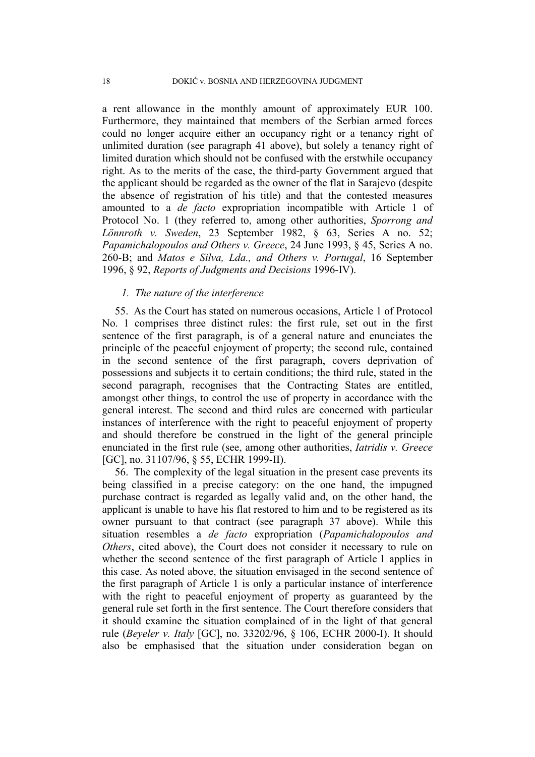a rent allowance in the monthly amount of approximately EUR 100. Furthermore, they maintained that members of the Serbian armed forces could no longer acquire either an occupancy right or a tenancy right of unlimited duration (see paragraph 41 above), but solely a tenancy right of limited duration which should not be confused with the erstwhile occupancy right. As to the merits of the case, the third-party Government argued that the applicant should be regarded as the owner of the flat in Sarajevo (despite the absence of registration of his title) and that the contested measures amounted to a *de facto* expropriation incompatible with Article 1 of Protocol No. 1 (they referred to, among other authorities, *Sporrong and Lönnroth v. Sweden*, 23 September 1982, § 63, Series A no. 52; *Papamichalopoulos and Others v. Greece*, 24 June 1993, § 45, Series A no. 260-B; and *Matos e Silva, Lda., and Others v. Portugal*, 16 September 1996, § 92, *Reports of Judgments and Decisions* 1996-IV).

### *1. The nature of the interference*

55. As the Court has stated on numerous occasions, Article 1 of Protocol No. 1 comprises three distinct rules: the first rule, set out in the first sentence of the first paragraph, is of a general nature and enunciates the principle of the peaceful enjoyment of property; the second rule, contained in the second sentence of the first paragraph, covers deprivation of possessions and subjects it to certain conditions; the third rule, stated in the second paragraph, recognises that the Contracting States are entitled, amongst other things, to control the use of property in accordance with the general interest. The second and third rules are concerned with particular instances of interference with the right to peaceful enjoyment of property and should therefore be construed in the light of the general principle enunciated in the first rule (see, among other authorities, *Iatridis v. Greece* [GC], no. 31107/96, § 55, ECHR 1999-II).

56. The complexity of the legal situation in the present case prevents its being classified in a precise category: on the one hand, the impugned purchase contract is regarded as legally valid and, on the other hand, the applicant is unable to have his flat restored to him and to be registered as its owner pursuant to that contract (see paragraph 37 above). While this situation resembles a *de facto* expropriation (*Papamichalopoulos and Others*, cited above), the Court does not consider it necessary to rule on whether the second sentence of the first paragraph of Article 1 applies in this case. As noted above, the situation envisaged in the second sentence of the first paragraph of Article 1 is only a particular instance of interference with the right to peaceful enjoyment of property as guaranteed by the general rule set forth in the first sentence. The Court therefore considers that it should examine the situation complained of in the light of that general rule (*Beyeler v. Italy* [GC], no. 33202/96, § 106, ECHR 2000-I). It should also be emphasised that the situation under consideration began on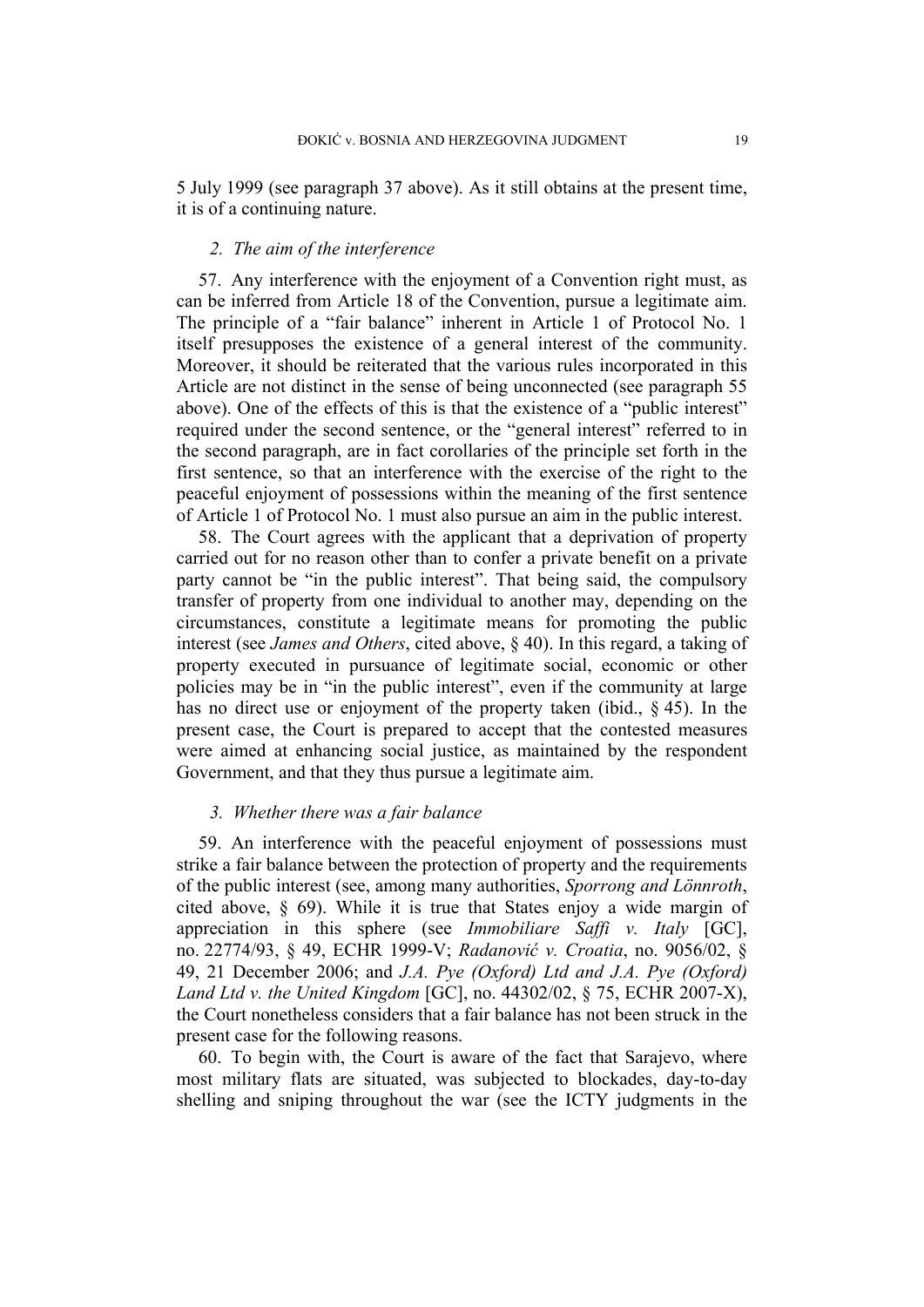5 July 1999 (see paragraph 37 above). As it still obtains at the present time, it is of a continuing nature.

### *2. The aim of the interference*

57. Any interference with the enjoyment of a Convention right must, as can be inferred from Article 18 of the Convention, pursue a legitimate aim. The principle of a "fair balance" inherent in Article 1 of Protocol No. 1 itself presupposes the existence of a general interest of the community. Moreover, it should be reiterated that the various rules incorporated in this Article are not distinct in the sense of being unconnected (see paragraph 55 above). One of the effects of this is that the existence of a "public interest" required under the second sentence, or the "general interest" referred to in the second paragraph, are in fact corollaries of the principle set forth in the first sentence, so that an interference with the exercise of the right to the peaceful enjoyment of possessions within the meaning of the first sentence of Article 1 of Protocol No. 1 must also pursue an aim in the public interest.

58. The Court agrees with the applicant that a deprivation of property carried out for no reason other than to confer a private benefit on a private party cannot be "in the public interest". That being said, the compulsory transfer of property from one individual to another may, depending on the circumstances, constitute a legitimate means for promoting the public interest (see *James and Others*, cited above, § 40). In this regard, a taking of property executed in pursuance of legitimate social, economic or other policies may be in "in the public interest", even if the community at large has no direct use or enjoyment of the property taken (ibid., § 45). In the present case, the Court is prepared to accept that the contested measures were aimed at enhancing social justice, as maintained by the respondent Government, and that they thus pursue a legitimate aim.

### *3. Whether there was a fair balance*

59. An interference with the peaceful enjoyment of possessions must strike a fair balance between the protection of property and the requirements of the public interest (see, among many authorities, *Sporrong and Lönnroth*, cited above, § 69). While it is true that States enjoy a wide margin of appreciation in this sphere (see *Immobiliare Saffi v. Italy* [GC], no. 22774/93, § 49, ECHR 1999-V; *Radanović v. Croatia*, no. 9056/02, § 49, 21 December 2006; and *J.A. Pye (Oxford) Ltd and J.A. Pye (Oxford) Land Ltd v. the United Kingdom* [GC], no. 44302/02, § 75, ECHR 2007-X), the Court nonetheless considers that a fair balance has not been struck in the present case for the following reasons.

60. To begin with, the Court is aware of the fact that Sarajevo, where most military flats are situated, was subjected to blockades, day-to-day shelling and sniping throughout the war (see the ICTY judgments in the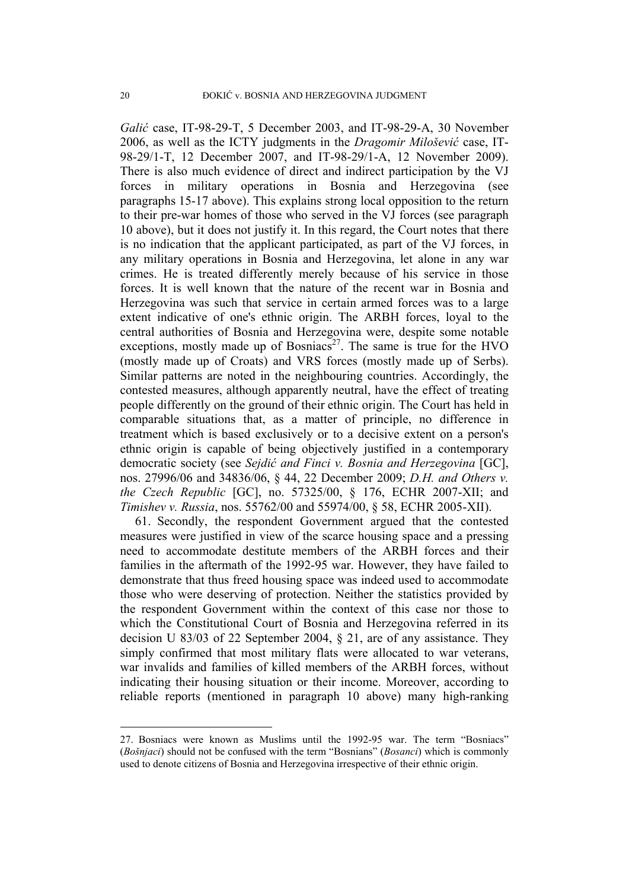*Galić* case, IT-98-29-T, 5 December 2003, and IT-98-29-A, 30 November 2006, as well as the ICTY judgments in the *Dragomir Milošević* case, IT-98-29/1-T, 12 December 2007, and IT-98-29/1-A, 12 November 2009). There is also much evidence of direct and indirect participation by the VJ forces in military operations in Bosnia and Herzegovina (see paragraphs 15-17 above). This explains strong local opposition to the return to their pre-war homes of those who served in the VJ forces (see paragraph 10 above), but it does not justify it. In this regard, the Court notes that there is no indication that the applicant participated, as part of the VJ forces, in any military operations in Bosnia and Herzegovina, let alone in any war crimes. He is treated differently merely because of his service in those forces. It is well known that the nature of the recent war in Bosnia and Herzegovina was such that service in certain armed forces was to a large extent indicative of one's ethnic origin. The ARBH forces, loyal to the central authorities of Bosnia and Herzegovina were, despite some notable exceptions, mostly made up of Bosniacs[27]. The same is true for the HVO (mostly made up of Croats) and VRS forces (mostly made up of Serbs). Similar patterns are noted in the neighbouring countries. Accordingly, the contested measures, although apparently neutral, have the effect of treating people differently on the ground of their ethnic origin. The Court has held in comparable situations that, as a matter of principle, no difference in treatment which is based exclusively or to a decisive extent on a person's ethnic origin is capable of being objectively justified in a contemporary democratic society (see *Sejdić and Finci v. Bosnia and Herzegovina* [GC], nos. 27996/06 and 34836/06, § 44, 22 December 2009; *D.H. and Others v. the Czech Republic* [GC], no. 57325/00, § 176, ECHR 2007-XII; and *Timishev v. Russia*, nos. 55762/00 and 55974/00, § 58, ECHR 2005-XII).

61. Secondly, the respondent Government argued that the contested measures were justified in view of the scarce housing space and a pressing need to accommodate destitute members of the ARBH forces and their families in the aftermath of the 1992-95 war. However, they have failed to demonstrate that thus freed housing space was indeed used to accommodate those who were deserving of protection. Neither the statistics provided by the respondent Government within the context of this case nor those to which the Constitutional Court of Bosnia and Herzegovina referred in its decision U 83/03 of 22 September 2004, § 21, are of any assistance. They simply confirmed that most military flats were allocated to war veterans, war invalids and families of killed members of the ARBH forces, without indicating their housing situation or their income. Moreover, according to reliable reports (mentioned in paragraph 10 above) many high-ranking

---

27. Bosniacs were known as Muslims until the 1992-95 war. The term "Bosniacs" (*Bošnjaci*) should not be confused with the term "Bosnians" (*Bosanci*) which is commonly used to denote citizens of Bosnia and Herzegovina irrespective of their ethnic origin.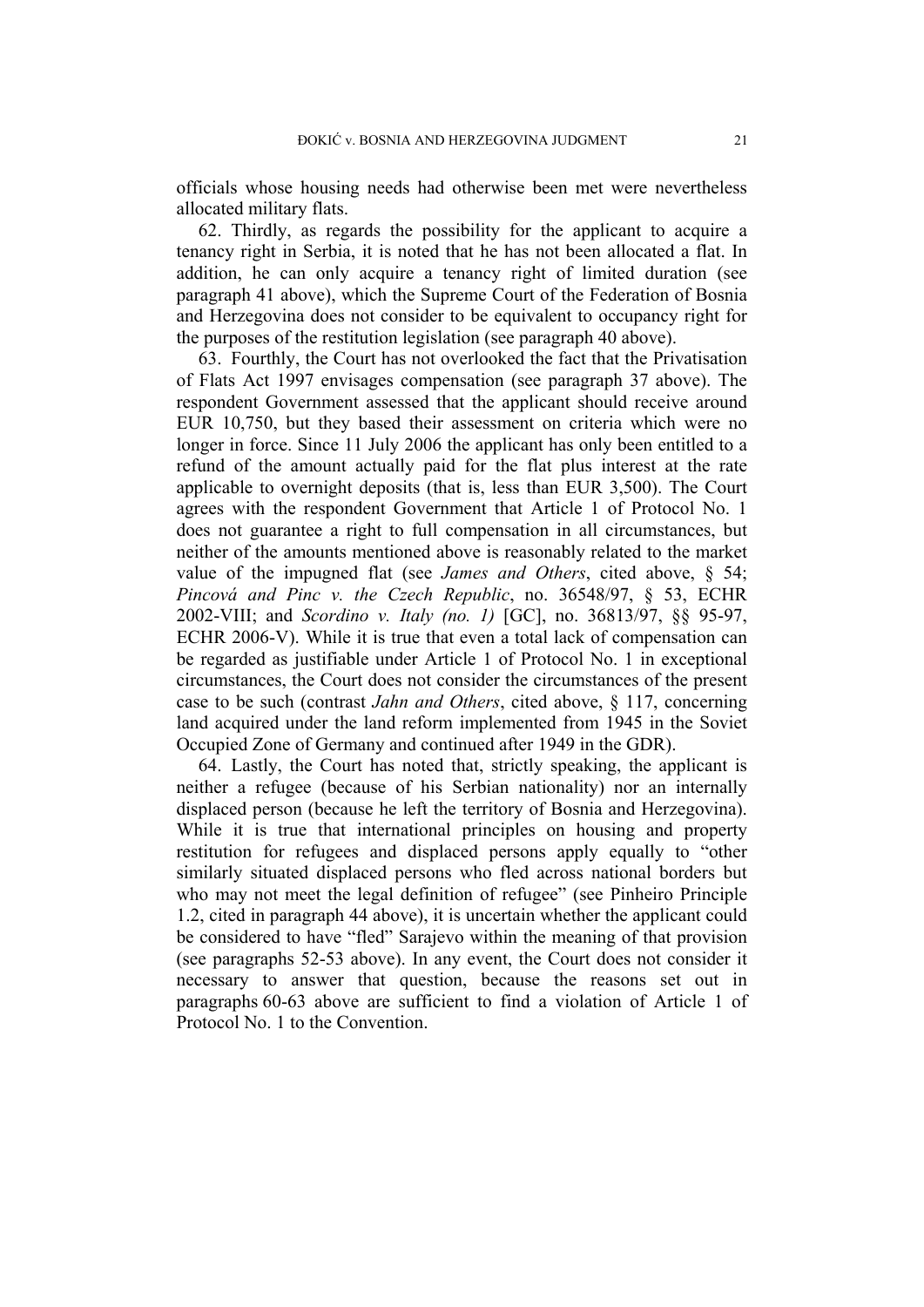officials whose housing needs had otherwise been met were nevertheless allocated military flats.

62. Thirdly, as regards the possibility for the applicant to acquire a tenancy right in Serbia, it is noted that he has not been allocated a flat. In addition, he can only acquire a tenancy right of limited duration (see paragraph 41 above), which the Supreme Court of the Federation of Bosnia and Herzegovina does not consider to be equivalent to occupancy right for the purposes of the restitution legislation (see paragraph 40 above).

63. Fourthly, the Court has not overlooked the fact that the Privatisation of Flats Act 1997 envisages compensation (see paragraph 37 above). The respondent Government assessed that the applicant should receive around EUR 10,750, but they based their assessment on criteria which were no longer in force. Since 11 July 2006 the applicant has only been entitled to a refund of the amount actually paid for the flat plus interest at the rate applicable to overnight deposits (that is, less than EUR 3,500). The Court agrees with the respondent Government that Article 1 of Protocol No. 1 does not guarantee a right to full compensation in all circumstances, but neither of the amounts mentioned above is reasonably related to the market value of the impugned flat (see *James and Others*, cited above, § 54; *Pincová and Pinc v. the Czech Republic*, no. 36548/97, § 53, ECHR 2002-VIII; and *Scordino v. Italy (no. 1)* [GC], no. 36813/97, §§ 95-97, ECHR 2006-V). While it is true that even a total lack of compensation can be regarded as justifiable under Article 1 of Protocol No. 1 in exceptional circumstances, the Court does not consider the circumstances of the present case to be such (contrast *Jahn and Others*, cited above, § 117, concerning land acquired under the land reform implemented from 1945 in the Soviet Occupied Zone of Germany and continued after 1949 in the GDR).

64. Lastly, the Court has noted that, strictly speaking, the applicant is neither a refugee (because of his Serbian nationality) nor an internally displaced person (because he left the territory of Bosnia and Herzegovina). While it is true that international principles on housing and property restitution for refugees and displaced persons apply equally to "other similarly situated displaced persons who fled across national borders but who may not meet the legal definition of refugee" (see Pinheiro Principle 1.2, cited in paragraph 44 above), it is uncertain whether the applicant could be considered to have "fled" Sarajevo within the meaning of that provision (see paragraphs 52-53 above). In any event, the Court does not consider it necessary to answer that question, because the reasons set out in paragraphs 60-63 above are sufficient to find a violation of Article 1 of Protocol No. 1 to the Convention.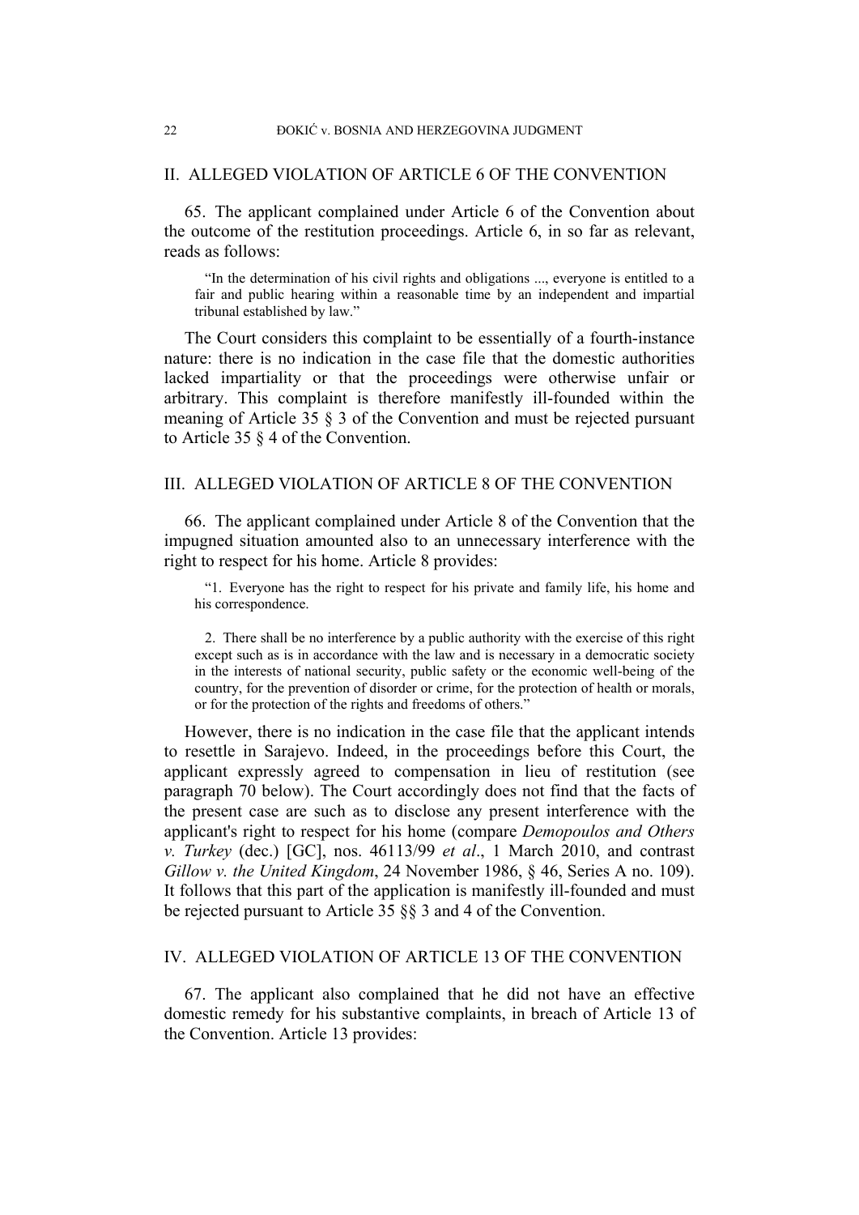## II. ALLEGED VIOLATION OF ARTICLE 6 OF THE CONVENTION

65. The applicant complained under Article 6 of the Convention about the outcome of the restitution proceedings. Article 6, in so far as relevant, reads as follows:

> "In the determination of his civil rights and obligations ..., everyone is entitled to a fair and public hearing within a reasonable time by an independent and impartial tribunal established by law."

The Court considers this complaint to be essentially of a fourth-instance nature: there is no indication in the case file that the domestic authorities lacked impartiality or that the proceedings were otherwise unfair or arbitrary. This complaint is therefore manifestly ill-founded within the meaning of Article 35 § 3 of the Convention and must be rejected pursuant to Article 35 § 4 of the Convention.

## III. ALLEGED VIOLATION OF ARTICLE 8 OF THE CONVENTION

66. The applicant complained under Article 8 of the Convention that the impugned situation amounted also to an unnecessary interference with the right to respect for his home. Article 8 provides:

> "1. Everyone has the right to respect for his private and family life, his home and his correspondence.
>
> 2. There shall be no interference by a public authority with the exercise of this right except such as is in accordance with the law and is necessary in a democratic society in the interests of national security, public safety or the economic well-being of the country, for the prevention of disorder or crime, for the protection of health or morals, or for the protection of the rights and freedoms of others."

However, there is no indication in the case file that the applicant intends to resettle in Sarajevo. Indeed, in the proceedings before this Court, the applicant expressly agreed to compensation in lieu of restitution (see paragraph 70 below). The Court accordingly does not find that the facts of the present case are such as to disclose any present interference with the applicant's right to respect for his home (compare *Demopoulos and Others v. Turkey* (dec.) [GC], nos. 46113/99 *et al*., 1 March 2010, and contrast *Gillow v. the United Kingdom*, 24 November 1986, § 46, Series A no. 109). It follows that this part of the application is manifestly ill-founded and must be rejected pursuant to Article 35 §§ 3 and 4 of the Convention.

## IV. ALLEGED VIOLATION OF ARTICLE 13 OF THE CONVENTION

67. The applicant also complained that he did not have an effective domestic remedy for his substantive complaints, in breach of Article 13 of the Convention. Article 13 provides: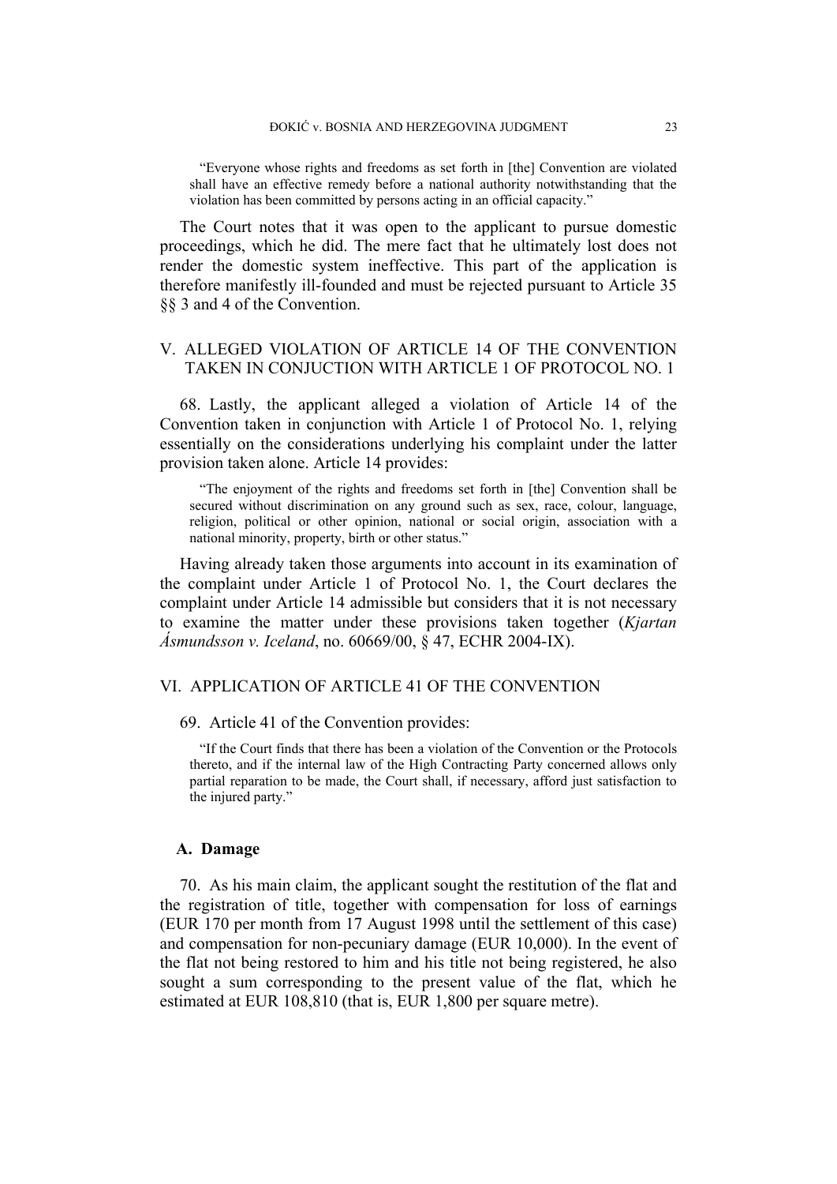"Everyone whose rights and freedoms as set forth in [the] Convention are violated shall have an effective remedy before a national authority notwithstanding that the violation has been committed by persons acting in an official capacity."

The Court notes that it was open to the applicant to pursue domestic proceedings, which he did. The mere fact that he ultimately lost does not render the domestic system ineffective. This part of the application is therefore manifestly ill-founded and must be rejected pursuant to Article 35 §§ 3 and 4 of the Convention.

## V. ALLEGED VIOLATION OF ARTICLE 14 OF THE CONVENTION TAKEN IN CONJUCTION WITH ARTICLE 1 OF PROTOCOL NO. 1

68. Lastly, the applicant alleged a violation of Article 14 of the Convention taken in conjunction with Article 1 of Protocol No. 1, relying essentially on the considerations underlying his complaint under the latter provision taken alone. Article 14 provides:

"The enjoyment of the rights and freedoms set forth in [the] Convention shall be secured without discrimination on any ground such as sex, race, colour, language, religion, political or other opinion, national or social origin, association with a national minority, property, birth or other status."

Having already taken those arguments into account in its examination of the complaint under Article 1 of Protocol No. 1, the Court declares the complaint under Article 14 admissible but considers that it is not necessary to examine the matter under these provisions taken together (*Kjartan Ásmundsson v. Iceland*, no. 60669/00, § 47, ECHR 2004-IX).

## VI. APPLICATION OF ARTICLE 41 OF THE CONVENTION

69. Article 41 of the Convention provides:

"If the Court finds that there has been a violation of the Convention or the Protocols thereto, and if the internal law of the High Contracting Party concerned allows only partial reparation to be made, the Court shall, if necessary, afford just satisfaction to the injured party."

### A. Damage

70. As his main claim, the applicant sought the restitution of the flat and the registration of title, together with compensation for loss of earnings (EUR 170 per month from 17 August 1998 until the settlement of this case) and compensation for non-pecuniary damage (EUR 10,000). In the event of the flat not being restored to him and his title not being registered, he also sought a sum corresponding to the present value of the flat, which he estimated at EUR 108,810 (that is, EUR 1,800 per square metre).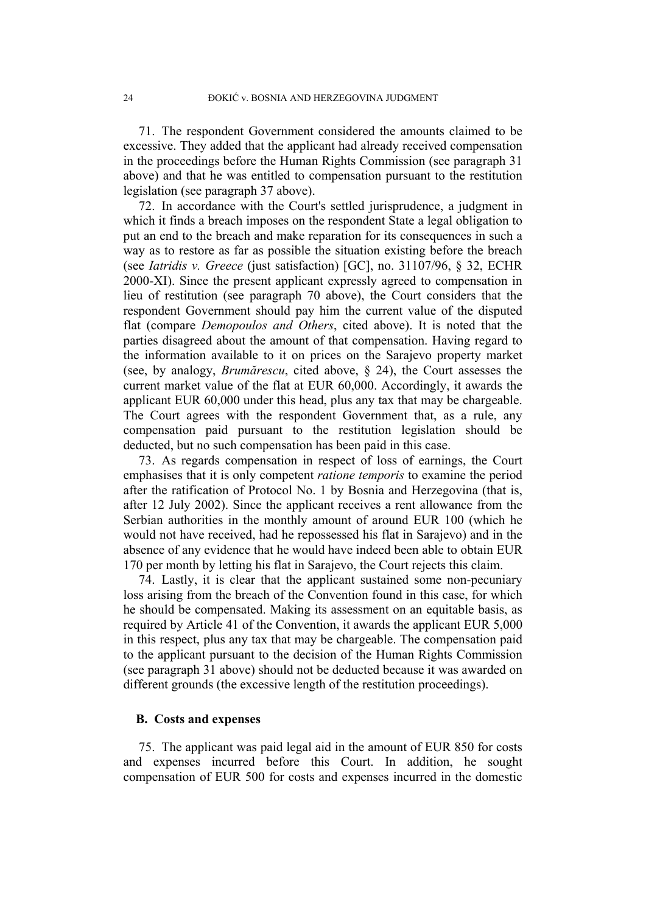71. The respondent Government considered the amounts claimed to be excessive. They added that the applicant had already received compensation in the proceedings before the Human Rights Commission (see paragraph 31 above) and that he was entitled to compensation pursuant to the restitution legislation (see paragraph 37 above).

72. In accordance with the Court's settled jurisprudence, a judgment in which it finds a breach imposes on the respondent State a legal obligation to put an end to the breach and make reparation for its consequences in such a way as to restore as far as possible the situation existing before the breach (see *Iatridis v. Greece* (just satisfaction) [GC], no. 31107/96, § 32, ECHR 2000-XI). Since the present applicant expressly agreed to compensation in lieu of restitution (see paragraph 70 above), the Court considers that the respondent Government should pay him the current value of the disputed flat (compare *Demopoulos and Others*, cited above). It is noted that the parties disagreed about the amount of that compensation. Having regard to the information available to it on prices on the Sarajevo property market (see, by analogy, *Brumărescu*, cited above, § 24), the Court assesses the current market value of the flat at EUR 60,000. Accordingly, it awards the applicant EUR 60,000 under this head, plus any tax that may be chargeable. The Court agrees with the respondent Government that, as a rule, any compensation paid pursuant to the restitution legislation should be deducted, but no such compensation has been paid in this case.

73. As regards compensation in respect of loss of earnings, the Court emphasises that it is only competent *ratione temporis* to examine the period after the ratification of Protocol No. 1 by Bosnia and Herzegovina (that is, after 12 July 2002). Since the applicant receives a rent allowance from the Serbian authorities in the monthly amount of around EUR 100 (which he would not have received, had he repossessed his flat in Sarajevo) and in the absence of any evidence that he would have indeed been able to obtain EUR 170 per month by letting his flat in Sarajevo, the Court rejects this claim.

74. Lastly, it is clear that the applicant sustained some non-pecuniary loss arising from the breach of the Convention found in this case, for which he should be compensated. Making its assessment on an equitable basis, as required by Article 41 of the Convention, it awards the applicant EUR 5,000 in this respect, plus any tax that may be chargeable. The compensation paid to the applicant pursuant to the decision of the Human Rights Commission (see paragraph 31 above) should not be deducted because it was awarded on different grounds (the excessive length of the restitution proceedings).

### B. Costs and expenses

75. The applicant was paid legal aid in the amount of EUR 850 for costs and expenses incurred before this Court. In addition, he sought compensation of EUR 500 for costs and expenses incurred in the domestic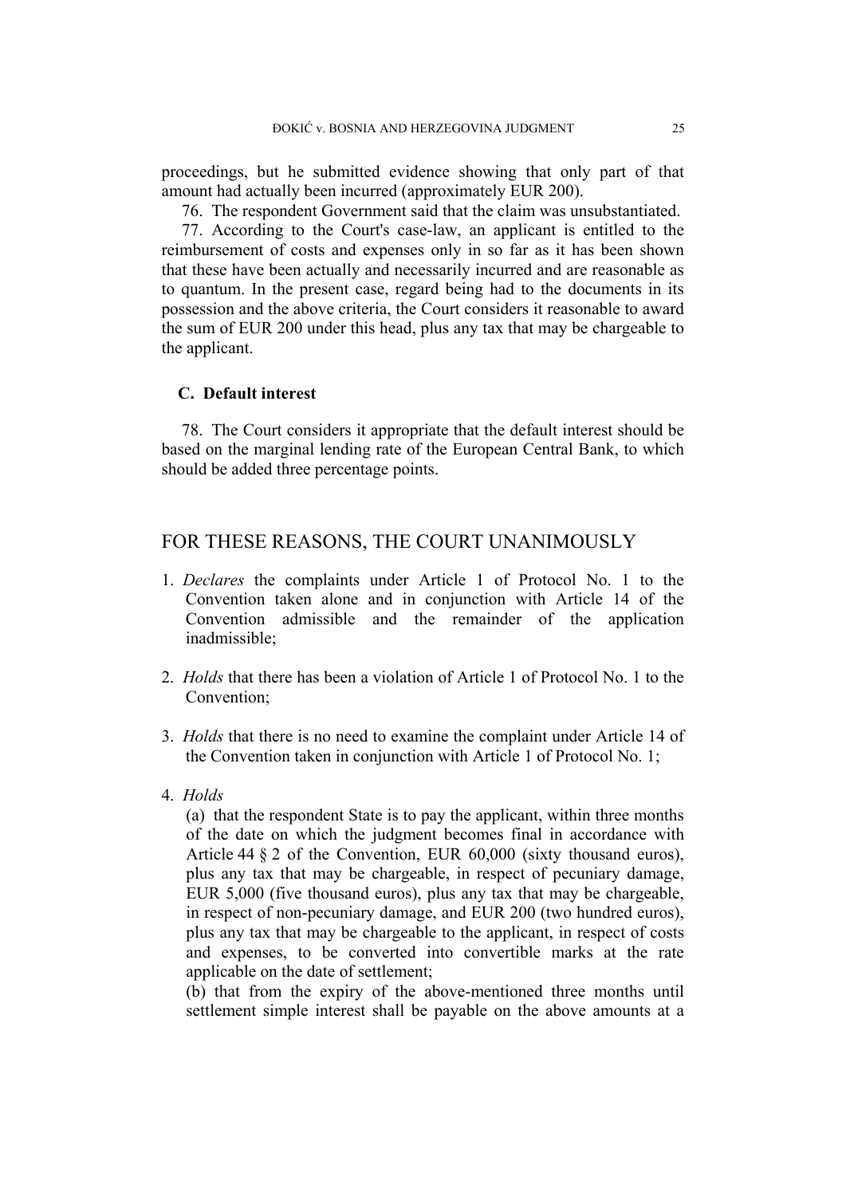proceedings, but he submitted evidence showing that only part of that amount had actually been incurred (approximately EUR 200).

76. The respondent Government said that the claim was unsubstantiated.

77. According to the Court's case-law, an applicant is entitled to the reimbursement of costs and expenses only in so far as it has been shown that these have been actually and necessarily incurred and are reasonable as to quantum. In the present case, regard being had to the documents in its possession and the above criteria, the Court considers it reasonable to award the sum of EUR 200 under this head, plus any tax that may be chargeable to the applicant.

### C. Default interest

78. The Court considers it appropriate that the default interest should be based on the marginal lending rate of the European Central Bank, to which should be added three percentage points.

## FOR THESE REASONS, THE COURT UNANIMOUSLY

1. *Declares* the complaints under Article 1 of Protocol No. 1 to the Convention taken alone and in conjunction with Article 14 of the Convention admissible and the remainder of the application inadmissible;

2. *Holds* that there has been a violation of Article 1 of Protocol No. 1 to the Convention;

3. *Holds* that there is no need to examine the complaint under Article 14 of the Convention taken in conjunction with Article 1 of Protocol No. 1;

4. *Holds*

   (a) that the respondent State is to pay the applicant, within three months of the date on which the judgment becomes final in accordance with Article 44 § 2 of the Convention, EUR 60,000 (sixty thousand euros), plus any tax that may be chargeable, in respect of pecuniary damage, EUR 5,000 (five thousand euros), plus any tax that may be chargeable, in respect of non-pecuniary damage, and EUR 200 (two hundred euros), plus any tax that may be chargeable to the applicant, in respect of costs and expenses, to be converted into convertible marks at the rate applicable on the date of settlement;

   (b) that from the expiry of the above-mentioned three months until settlement simple interest shall be payable on the above amounts at a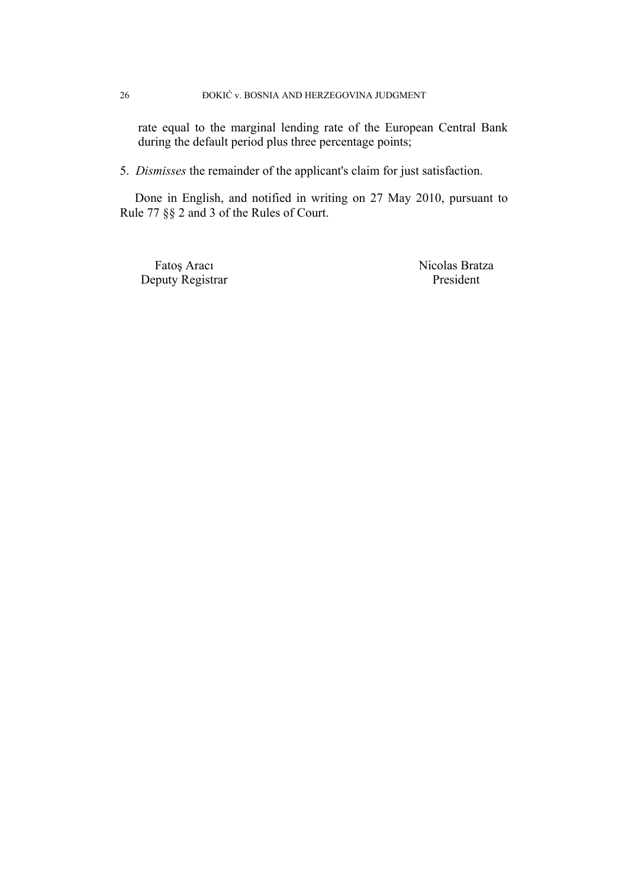rate equal to the marginal lending rate of the European Central Bank during the default period plus three percentage points;

5. *Dismisses* the remainder of the applicant's claim for just satisfaction.

Done in English, and notified in writing on 27 May 2010, pursuant to Rule 77 §§ 2 and 3 of the Rules of Court.

Fatoş Aracı
Deputy Registrar

Nicolas Bratza
President